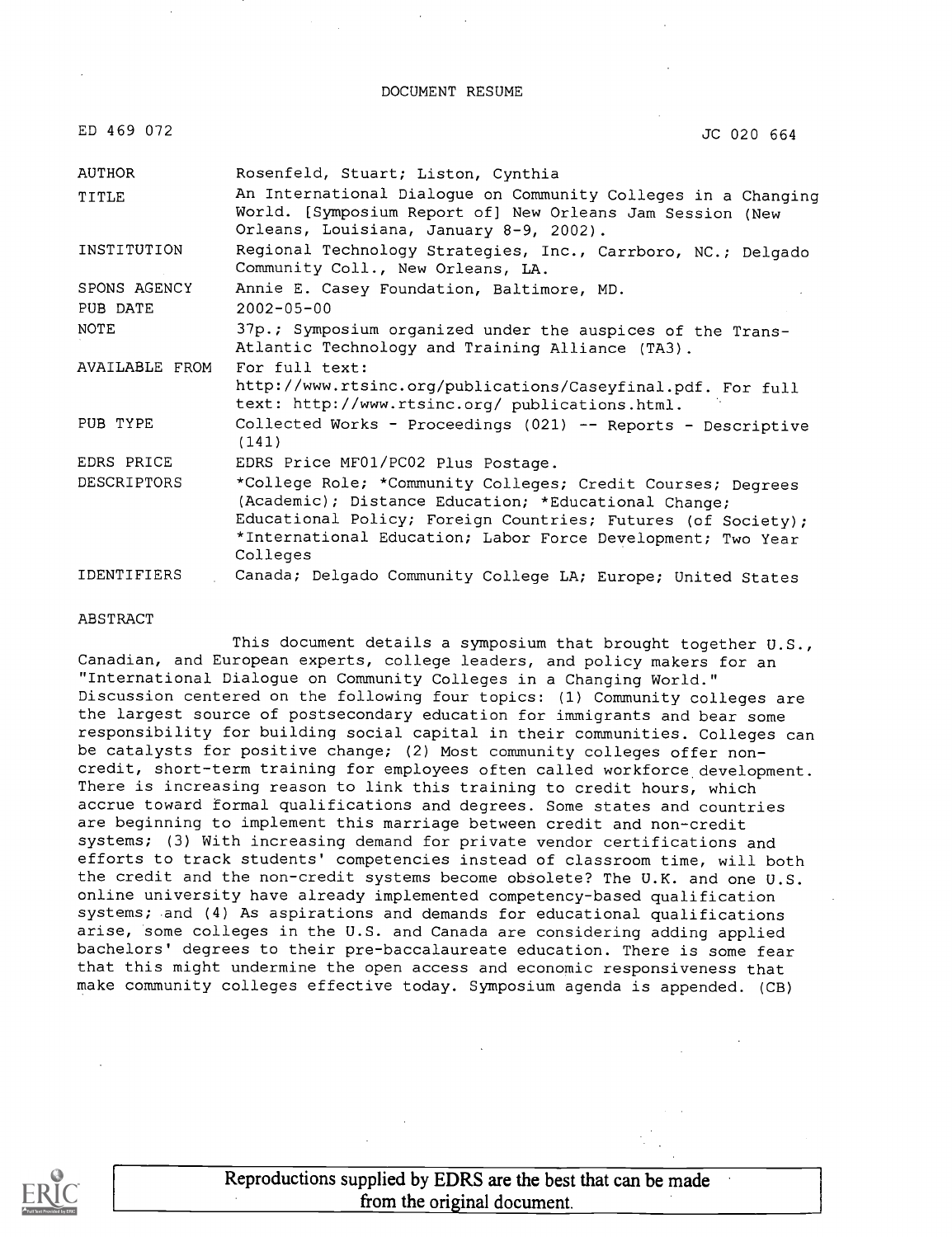DOCUMENT RESUME

ED 469 072 JC 020 664

| | |
|---|---|
| AUTHOR | Rosenfeld, Stuart; Liston, Cynthia |
| TITLE | An International Dialogue on Community Colleges in a Changing World. [Symposium Report of] New Orleans Jam Session (New Orleans, Louisiana, January 8-9, 2002). |
| INSTITUTION | Regional Technology Strategies, Inc., Carrboro, NC.; Delgado Community Coll., New Orleans, LA. |
| SPONS AGENCY | Annie E. Casey Foundation, Baltimore, MD. |
| PUB DATE | 2002-05-00 |
| NOTE | 37p.; Symposium organized under the auspices of the Trans-Atlantic Technology and Training Alliance (TA3). |
| AVAILABLE FROM | For full text: http://www.rtsinc.org/publications/Caseyfinal.pdf. For full text: http://www.rtsinc.org/ publications.html. |
| PUB TYPE | Collected Works - Proceedings (021) -- Reports - Descriptive (141) |
| EDRS PRICE | EDRS Price MF01/PC02 Plus Postage. |
| DESCRIPTORS | *College Role; *Community Colleges; Credit Courses; Degrees (Academic); Distance Education; *Educational Change; Educational Policy; Foreign Countries; Futures (of Society); *International Education; Labor Force Development; Two Year Colleges |
| IDENTIFIERS | Canada; Delgado Community College LA; Europe; United States |

ABSTRACT

This document details a symposium that brought together U.S., Canadian, and European experts, college leaders, and policy makers for an "International Dialogue on Community Colleges in a Changing World." Discussion centered on the following four topics: (1) Community colleges are the largest source of postsecondary education for immigrants and bear some responsibility for building social capital in their communities. Colleges can be catalysts for positive change; (2) Most community colleges offer non-credit, short-term training for employees often called workforce development. There is increasing reason to link this training to credit hours, which accrue toward formal qualifications and degrees. Some states and countries are beginning to implement this marriage between credit and non-credit systems; (3) With increasing demand for private vendor certifications and efforts to track students' competencies instead of classroom time, will both the credit and the non-credit systems become obsolete? The U.K. and one U.S. online university have already implemented competency-based qualification systems; and (4) As aspirations and demands for educational qualifications arise, some colleges in the U.S. and Canada are considering adding applied bachelors' degrees to their pre-baccalaureate education. There is some fear that this might undermine the open access and economic responsiveness that make community colleges effective today. Symposium agenda is appended. (CB)

Reproductions supplied by EDRS are the best that can be made from the original document.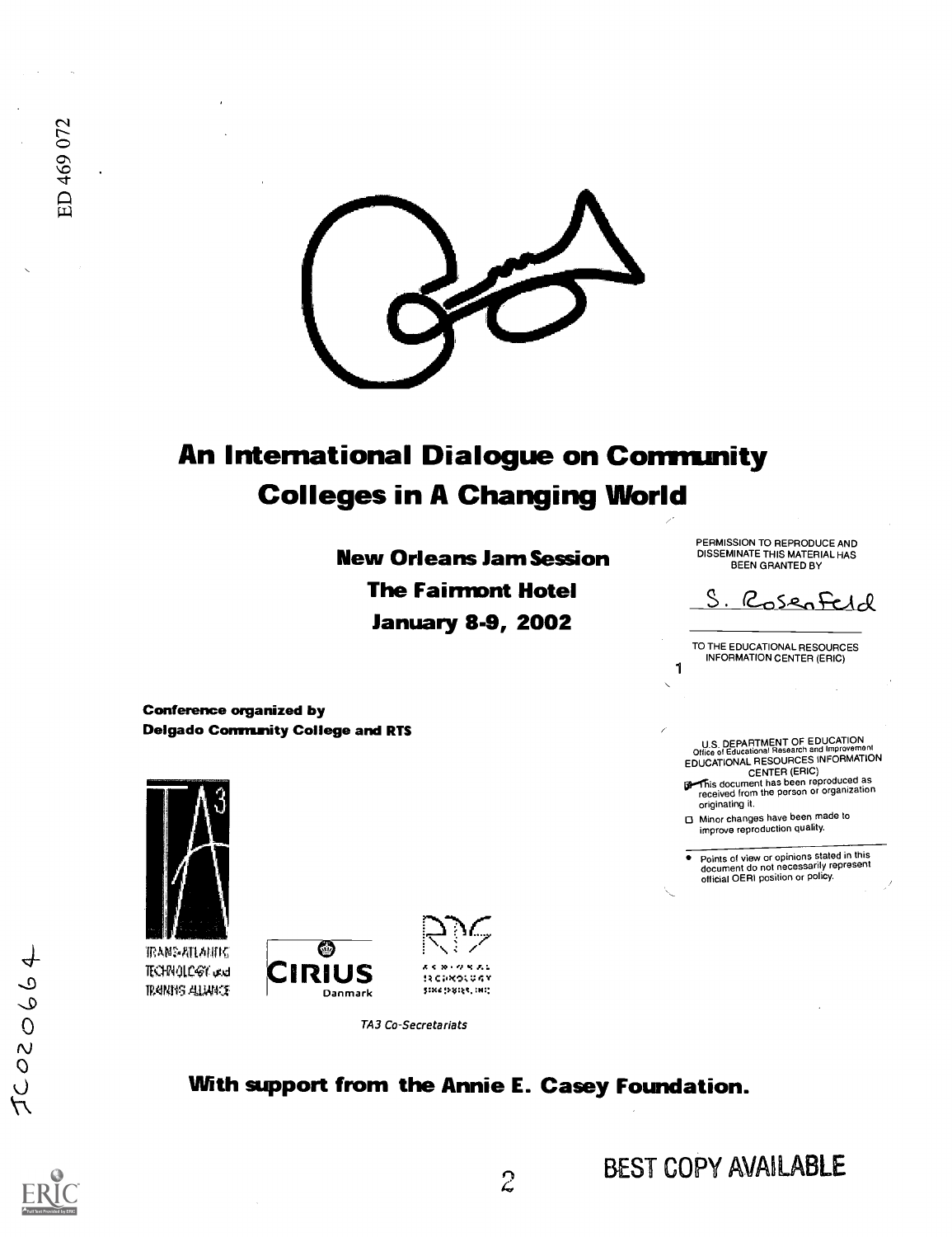ED 469 072

# An International Dialogue on Community Colleges in A Changing World

**New Orleans Jam Session**

**The Fairmont Hotel**

**January 8-9, 2002**

PERMISSION TO REPRODUCE AND DISSEMINATE THIS MATERIAL HAS BEEN GRANTED BY

S. Rosenfeld

TO THE EDUCATIONAL RESOURCES INFORMATION CENTER (ERIC)

**Conference organized by**
**Delgado Community College and RTS**

U.S. DEPARTMENT OF EDUCATION
Office of Educational Research and Improvement
EDUCATIONAL RESOURCES INFORMATION CENTER (ERIC)

- This document has been reproduced as received from the person or organization originating it.
- Minor changes have been made to improve reproduction quality.

- Points of view or opinions stated in this document do not necessarily represent official OERI position or policy.

TRANS-ATLANTIC TECHNOLOGY and TRAINING ALLIANCE

CIRIUS Danmark

REGIONAL TECHNOLOGY STRATEGIES, INC

*TA3 Co-Secretariats*

**With support from the Annie E. Casey Foundation.**

JC020664

BEST COPY AVAILABLE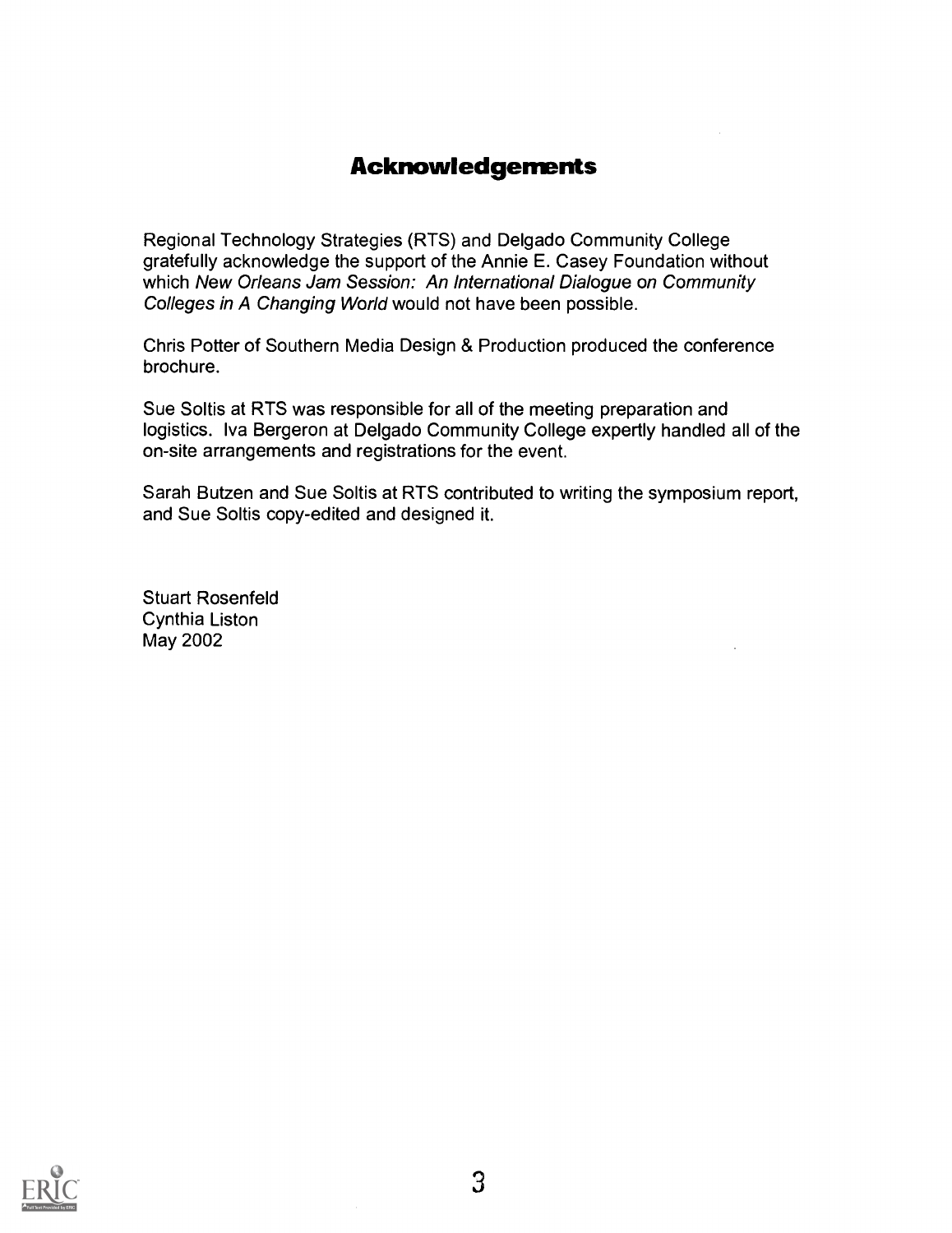# Acknowledgements

Regional Technology Strategies (RTS) and Delgado Community College gratefully acknowledge the support of the Annie E. Casey Foundation without which *New Orleans Jam Session: An International Dialogue on Community Colleges in A Changing World* would not have been possible.

Chris Potter of Southern Media Design & Production produced the conference brochure.

Sue Soltis at RTS was responsible for all of the meeting preparation and logistics. Iva Bergeron at Delgado Community College expertly handled all of the on-site arrangements and registrations for the event.

Sarah Butzen and Sue Soltis at RTS contributed to writing the symposium report, and Sue Soltis copy-edited and designed it.

Stuart Rosenfeld
Cynthia Liston
May 2002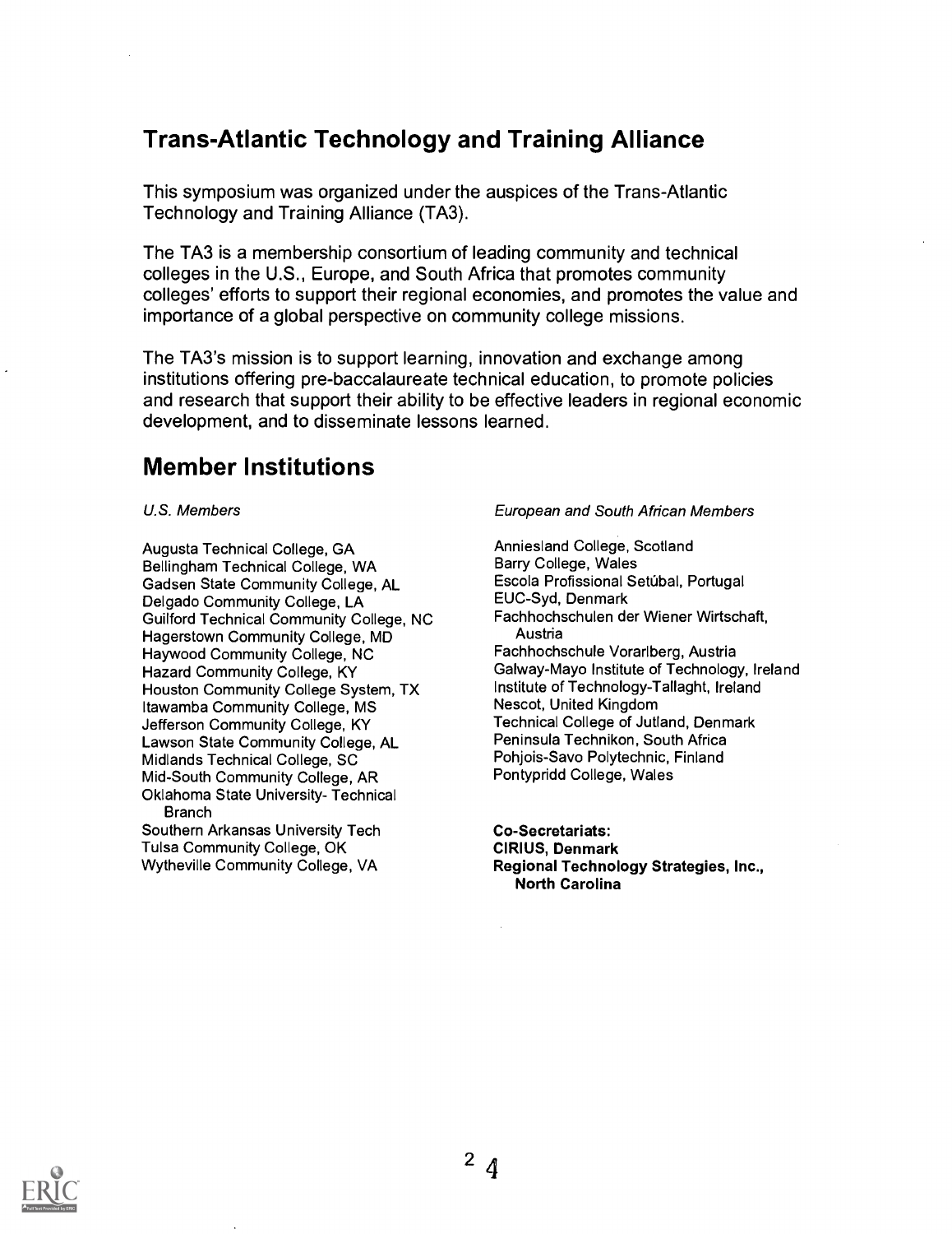## Trans-Atlantic Technology and Training Alliance

This symposium was organized under the auspices of the Trans-Atlantic Technology and Training Alliance (TA3).

The TA3 is a membership consortium of leading community and technical colleges in the U.S., Europe, and South Africa that promotes community colleges' efforts to support their regional economies, and promotes the value and importance of a global perspective on community college missions.

The TA3's mission is to support learning, innovation and exchange among institutions offering pre-baccalaureate technical education, to promote policies and research that support their ability to be effective leaders in regional economic development, and to disseminate lessons learned.

## Member Institutions

*U.S. Members*

Augusta Technical College, GA
Bellingham Technical College, WA
Gadsen State Community College, AL
Delgado Community College, LA
Guilford Technical Community College, NC
Hagerstown Community College, MD
Haywood Community College, NC
Hazard Community College, KY
Houston Community College System, TX
Itawamba Community College, MS
Jefferson Community College, KY
Lawson State Community College, AL
Midlands Technical College, SC
Mid-South Community College, AR
Oklahoma State University- Technical Branch
Southern Arkansas University Tech
Tulsa Community College, OK
Wytheville Community College, VA

*European and South African Members*

Anniesland College, Scotland
Barry College, Wales
Escola Profissional Setúbal, Portugal
EUC-Syd, Denmark
Fachhochschulen der Wiener Wirtschaft, Austria
Fachhochschule Vorarlberg, Austria
Galway-Mayo Institute of Technology, Ireland
Institute of Technology-Tallaght, Ireland
Nescot, United Kingdom
Technical College of Jutland, Denmark
Peninsula Technikon, South Africa
Pohjois-Savo Polytechnic, Finland
Pontypridd College, Wales

**Co-Secretariats:**
**CIRIUS, Denmark**
**Regional Technology Strategies, Inc., North Carolina**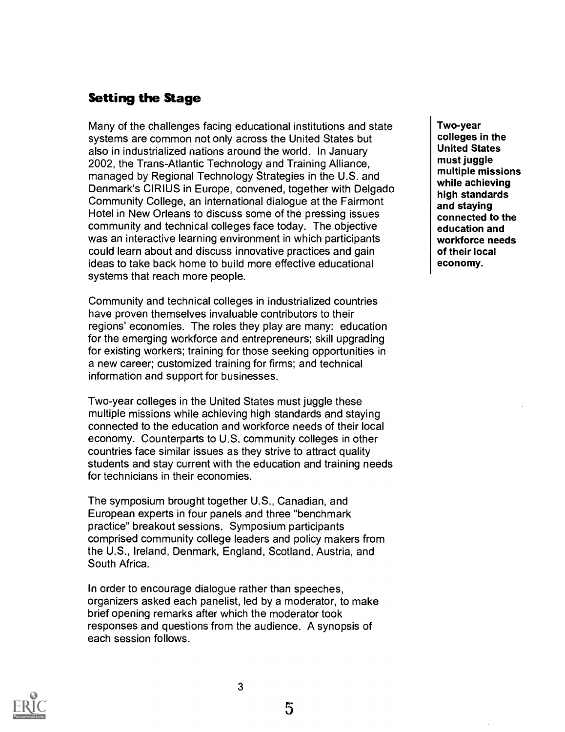## Setting the Stage

Many of the challenges facing educational institutions and state systems are common not only across the United States but also in industrialized nations around the world. In January 2002, the Trans-Atlantic Technology and Training Alliance, managed by Regional Technology Strategies in the U.S. and Denmark's CIRIUS in Europe, convened, together with Delgado Community College, an international dialogue at the Fairmont Hotel in New Orleans to discuss some of the pressing issues community and technical colleges face today. The objective was an interactive learning environment in which participants could learn about and discuss innovative practices and gain ideas to take back home to build more effective educational systems that reach more people.

**Two-year colleges in the United States must juggle multiple missions while achieving high standards and staying connected to the education and workforce needs of their local economy.**

Community and technical colleges in industrialized countries have proven themselves invaluable contributors to their regions' economies. The roles they play are many: education for the emerging workforce and entrepreneurs; skill upgrading for existing workers; training for those seeking opportunities in a new career; customized training for firms; and technical information and support for businesses.

Two-year colleges in the United States must juggle these multiple missions while achieving high standards and staying connected to the education and workforce needs of their local economy. Counterparts to U.S. community colleges in other countries face similar issues as they strive to attract quality students and stay current with the education and training needs for technicians in their economies.

The symposium brought together U.S., Canadian, and European experts in four panels and three "benchmark practice" breakout sessions. Symposium participants comprised community college leaders and policy makers from the U.S., Ireland, Denmark, England, Scotland, Austria, and South Africa.

In order to encourage dialogue rather than speeches, organizers asked each panelist, led by a moderator, to make brief opening remarks after which the moderator took responses and questions from the audience. A synopsis of each session follows.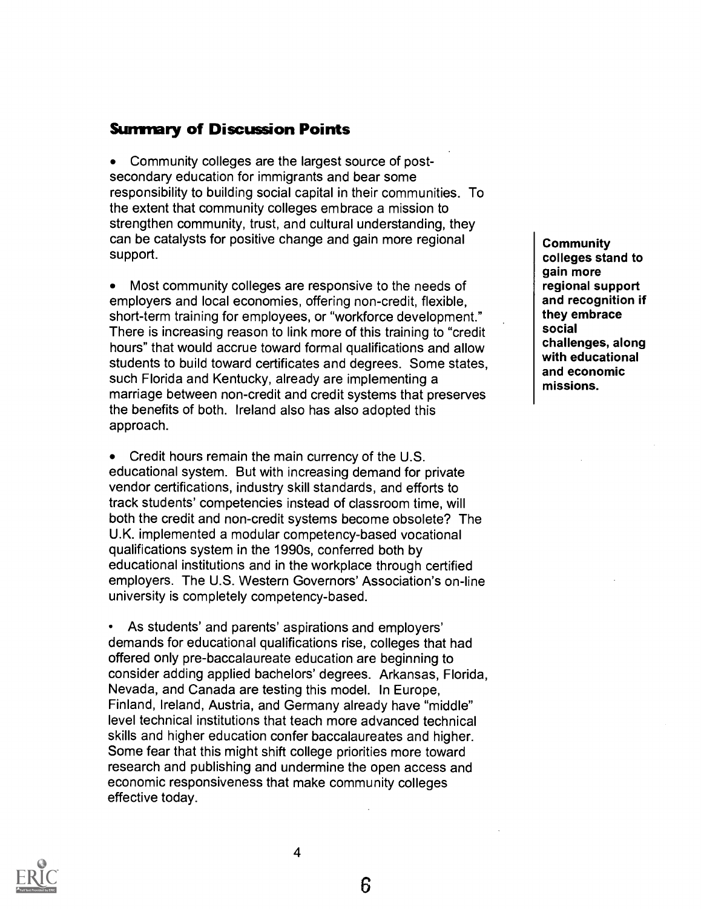## Summary of Discussion Points

- Community colleges are the largest source of post-secondary education for immigrants and bear some responsibility to building social capital in their communities. To the extent that community colleges embrace a mission to strengthen community, trust, and cultural understanding, they can be catalysts for positive change and gain more regional support.

- Most community colleges are responsive to the needs of employers and local economies, offering non-credit, flexible, short-term training for employees, or "workforce development." There is increasing reason to link more of this training to "credit hours" that would accrue toward formal qualifications and allow students to build toward certificates and degrees. Some states, such Florida and Kentucky, already are implementing a marriage between non-credit and credit systems that preserves the benefits of both. Ireland also has also adopted this approach.

- Credit hours remain the main currency of the U.S. educational system. But with increasing demand for private vendor certifications, industry skill standards, and efforts to track students' competencies instead of classroom time, will both the credit and non-credit systems become obsolete? The U.K. implemented a modular competency-based vocational qualifications system in the 1990s, conferred both by educational institutions and in the workplace through certified employers. The U.S. Western Governors' Association's on-line university is completely competency-based.

- As students' and parents' aspirations and employers' demands for educational qualifications rise, colleges that had offered only pre-baccalaureate education are beginning to consider adding applied bachelors' degrees. Arkansas, Florida, Nevada, and Canada are testing this model. In Europe, Finland, Ireland, Austria, and Germany already have "middle" level technical institutions that teach more advanced technical skills and higher education confer baccalaureates and higher. Some fear that this might shift college priorities more toward research and publishing and undermine the open access and economic responsiveness that make community colleges effective today.

**Community colleges stand to gain more regional support and recognition if they embrace social challenges, along with educational and economic missions.**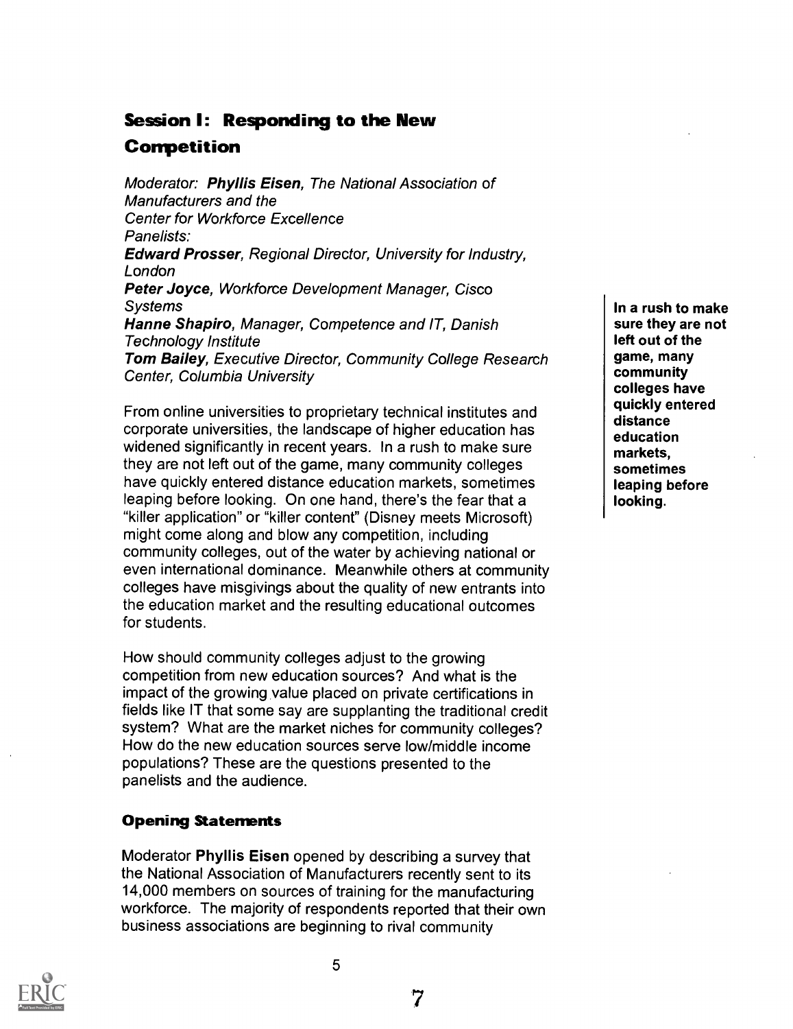## Session I: Responding to the New Competition

*Moderator: **Phyllis Eisen**, The National Association of Manufacturers and the Center for Workforce Excellence*

*Panelists:*

***Edward Prosser**, Regional Director, University for Industry, London*

***Peter Joyce**, Workforce Development Manager, Cisco Systems*

***Hanne Shapiro**, Manager, Competence and IT, Danish Technology Institute*

***Tom Bailey**, Executive Director, Community College Research Center, Columbia University*

From online universities to proprietary technical institutes and corporate universities, the landscape of higher education has widened significantly in recent years. In a rush to make sure they are not left out of the game, many community colleges have quickly entered distance education markets, sometimes leaping before looking. On one hand, there's the fear that a "killer application" or "killer content" (Disney meets Microsoft) might come along and blow any competition, including community colleges, out of the water by achieving national or even international dominance. Meanwhile others at community colleges have misgivings about the quality of new entrants into the education market and the resulting educational outcomes for students.

**In a rush to make sure they are not left out of the game, many community colleges have quickly entered distance education markets, sometimes leaping before looking.**

How should community colleges adjust to the growing competition from new education sources? And what is the impact of the growing value placed on private certifications in fields like IT that some say are supplanting the traditional credit system? What are the market niches for community colleges? How do the new education sources serve low/middle income populations? These are the questions presented to the panelists and the audience.

### Opening Statements

Moderator **Phyllis Eisen** opened by describing a survey that the National Association of Manufacturers recently sent to its 14,000 members on sources of training for the manufacturing workforce. The majority of respondents reported that their own business associations are beginning to rival community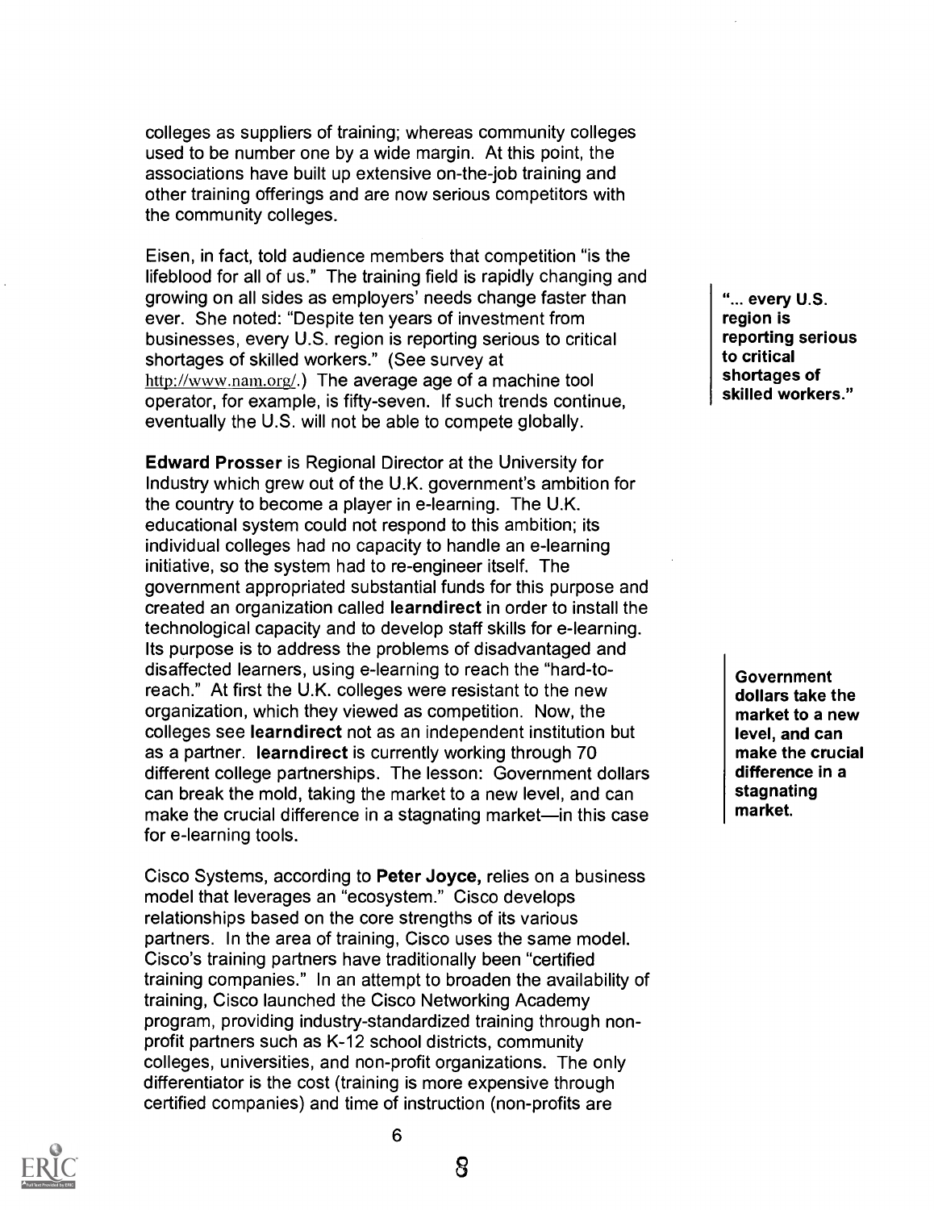colleges as suppliers of training; whereas community colleges used to be number one by a wide margin. At this point, the associations have built up extensive on-the-job training and other training offerings and are now serious competitors with the community colleges.

Eisen, in fact, told audience members that competition "is the lifeblood for all of us." The training field is rapidly changing and growing on all sides as employers' needs change faster than ever. She noted: "Despite ten years of investment from businesses, every U.S. region is reporting serious to critical shortages of skilled workers." (See survey at http://www.nam.org/.) The average age of a machine tool operator, for example, is fifty-seven. If such trends continue, eventually the U.S. will not be able to compete globally.

**"... every U.S. region is reporting serious to critical shortages of skilled workers."**

**Edward Prosser** is Regional Director at the University for Industry which grew out of the U.K. government's ambition for the country to become a player in e-learning. The U.K. educational system could not respond to this ambition; its individual colleges had no capacity to handle an e-learning initiative, so the system had to re-engineer itself. The government appropriated substantial funds for this purpose and created an organization called **learndirect** in order to install the technological capacity and to develop staff skills for e-learning. Its purpose is to address the problems of disadvantaged and disaffected learners, using e-learning to reach the "hard-to-reach." At first the U.K. colleges were resistant to the new organization, which they viewed as competition. Now, the colleges see **learndirect** not as an independent institution but as a partner. **learndirect** is currently working through 70 different college partnerships. The lesson: Government dollars can break the mold, taking the market to a new level, and can make the crucial difference in a stagnating market—in this case for e-learning tools.

**Government dollars take the market to a new level, and can make the crucial difference in a stagnating market.**

Cisco Systems, according to **Peter Joyce,** relies on a business model that leverages an "ecosystem." Cisco develops relationships based on the core strengths of its various partners. In the area of training, Cisco uses the same model. Cisco's training partners have traditionally been "certified training companies." In an attempt to broaden the availability of training, Cisco launched the Cisco Networking Academy program, providing industry-standardized training through non-profit partners such as K-12 school districts, community colleges, universities, and non-profit organizations. The only differentiator is the cost (training is more expensive through certified companies) and time of instruction (non-profits are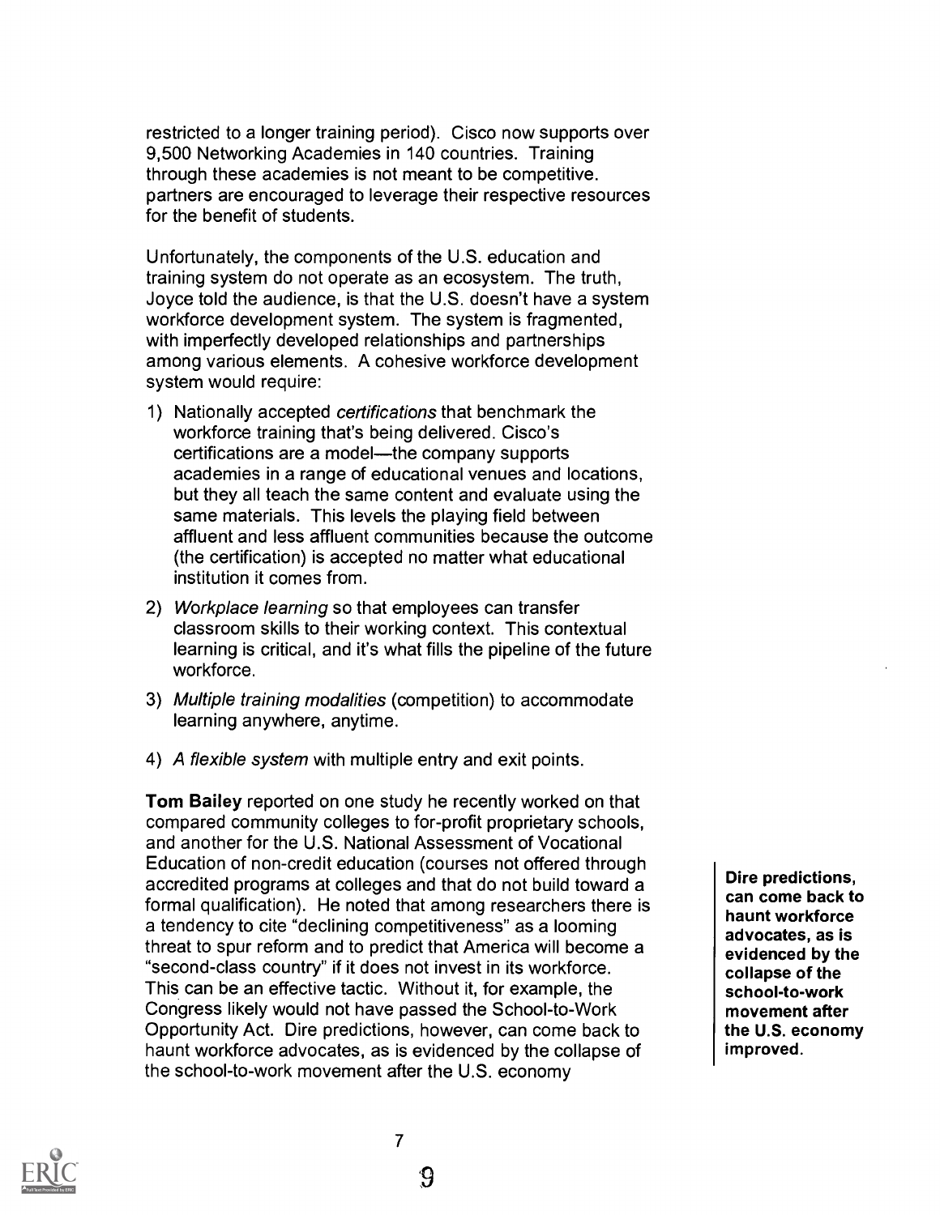restricted to a longer training period). Cisco now supports over 9,500 Networking Academies in 140 countries. Training through these academies is not meant to be competitive. partners are encouraged to leverage their respective resources for the benefit of students.

Unfortunately, the components of the U.S. education and training system do not operate as an ecosystem. The truth, Joyce told the audience, is that the U.S. doesn't have a system workforce development system. The system is fragmented, with imperfectly developed relationships and partnerships among various elements. A cohesive workforce development system would require:

1) Nationally accepted *certifications* that benchmark the workforce training that's being delivered. Cisco's certifications are a model—the company supports academies in a range of educational venues and locations, but they all teach the same content and evaluate using the same materials. This levels the playing field between affluent and less affluent communities because the outcome (the certification) is accepted no matter what educational institution it comes from.
2) *Workplace learning* so that employees can transfer classroom skills to their working context. This contextual learning is critical, and it's what fills the pipeline of the future workforce.
3) *Multiple training modalities* (competition) to accommodate learning anywhere, anytime.
4) *A flexible system* with multiple entry and exit points.

**Tom Bailey** reported on one study he recently worked on that compared community colleges to for-profit proprietary schools, and another for the U.S. National Assessment of Vocational Education of non-credit education (courses not offered through accredited programs at colleges and that do not build toward a formal qualification). He noted that among researchers there is a tendency to cite "declining competitiveness" as a looming threat to spur reform and to predict that America will become a "second-class country" if it does not invest in its workforce. This can be an effective tactic. Without it, for example, the Congress likely would not have passed the School-to-Work Opportunity Act. Dire predictions, however, can come back to haunt workforce advocates, as is evidenced by the collapse of the school-to-work movement after the U.S. economy

**Dire predictions, can come back to haunt workforce advocates, as is evidenced by the collapse of the school-to-work movement after the U.S. economy improved.**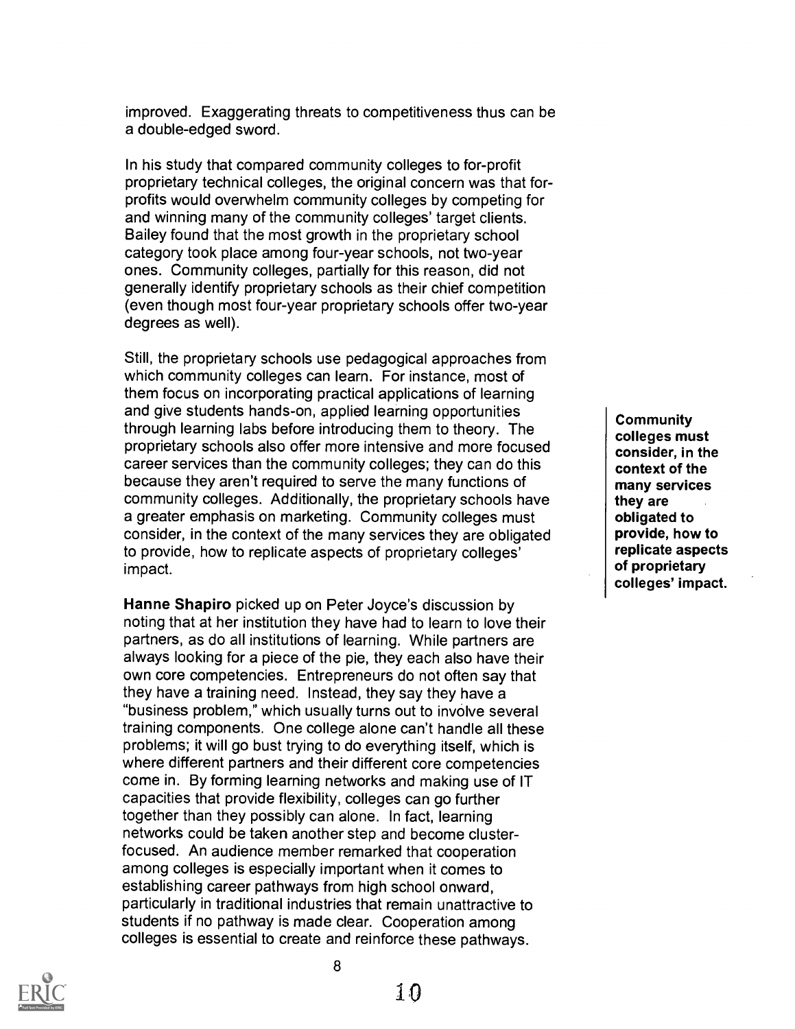improved. Exaggerating threats to competitiveness thus can be a double-edged sword.

In his study that compared community colleges to for-profit proprietary technical colleges, the original concern was that for-profits would overwhelm community colleges by competing for and winning many of the community colleges' target clients. Bailey found that the most growth in the proprietary school category took place among four-year schools, not two-year ones. Community colleges, partially for this reason, did not generally identify proprietary schools as their chief competition (even though most four-year proprietary schools offer two-year degrees as well).

Still, the proprietary schools use pedagogical approaches from which community colleges can learn. For instance, most of them focus on incorporating practical applications of learning and give students hands-on, applied learning opportunities through learning labs before introducing them to theory. The proprietary schools also offer more intensive and more focused career services than the community colleges; they can do this because they aren't required to serve the many functions of community colleges. Additionally, the proprietary schools have a greater emphasis on marketing. Community colleges must consider, in the context of the many services they are obligated to provide, how to replicate aspects of proprietary colleges' impact.

**Community colleges must consider, in the context of the many services they are obligated to provide, how to replicate aspects of proprietary colleges' impact.**

**Hanne Shapiro** picked up on Peter Joyce's discussion by noting that at her institution they have had to learn to love their partners, as do all institutions of learning. While partners are always looking for a piece of the pie, they each also have their own core competencies. Entrepreneurs do not often say that they have a training need. Instead, they say they have a "business problem," which usually turns out to involve several training components. One college alone can't handle all these problems; it will go bust trying to do everything itself, which is where different partners and their different core competencies come in. By forming learning networks and making use of IT capacities that provide flexibility, colleges can go further together than they possibly can alone. In fact, learning networks could be taken another step and become cluster-focused. An audience member remarked that cooperation among colleges is especially important when it comes to establishing career pathways from high school onward, particularly in traditional industries that remain unattractive to students if no pathway is made clear. Cooperation among colleges is essential to create and reinforce these pathways.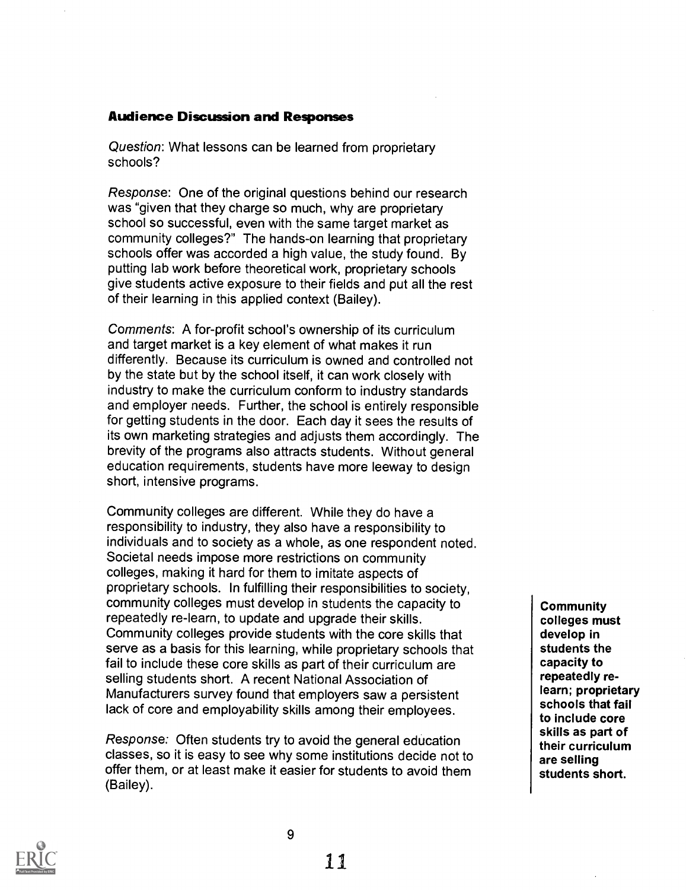### Audience Discussion and Responses

*Question*: What lessons can be learned from proprietary schools?

*Response*: One of the original questions behind our research was "given that they charge so much, why are proprietary school so successful, even with the same target market as community colleges?" The hands-on learning that proprietary schools offer was accorded a high value, the study found. By putting lab work before theoretical work, proprietary schools give students active exposure to their fields and put all the rest of their learning in this applied context (Bailey).

*Comments*: A for-profit school's ownership of its curriculum and target market is a key element of what makes it run differently. Because its curriculum is owned and controlled not by the state but by the school itself, it can work closely with industry to make the curriculum conform to industry standards and employer needs. Further, the school is entirely responsible for getting students in the door. Each day it sees the results of its own marketing strategies and adjusts them accordingly. The brevity of the programs also attracts students. Without general education requirements, students have more leeway to design short, intensive programs.

Community colleges are different. While they do have a responsibility to industry, they also have a responsibility to individuals and to society as a whole, as one respondent noted. Societal needs impose more restrictions on community colleges, making it hard for them to imitate aspects of proprietary schools. In fulfilling their responsibilities to society, community colleges must develop in students the capacity to repeatedly re-learn, to update and upgrade their skills. Community colleges provide students with the core skills that serve as a basis for this learning, while proprietary schools that fail to include these core skills as part of their curriculum are selling students short. A recent National Association of Manufacturers survey found that employers saw a persistent lack of core and employability skills among their employees.

**Community colleges must develop in students the capacity to repeatedly re-learn; proprietary schools that fail to include core skills as part of their curriculum are selling students short.**

*Response:* Often students try to avoid the general education classes, so it is easy to see why some institutions decide not to offer them, or at least make it easier for students to avoid them (Bailey).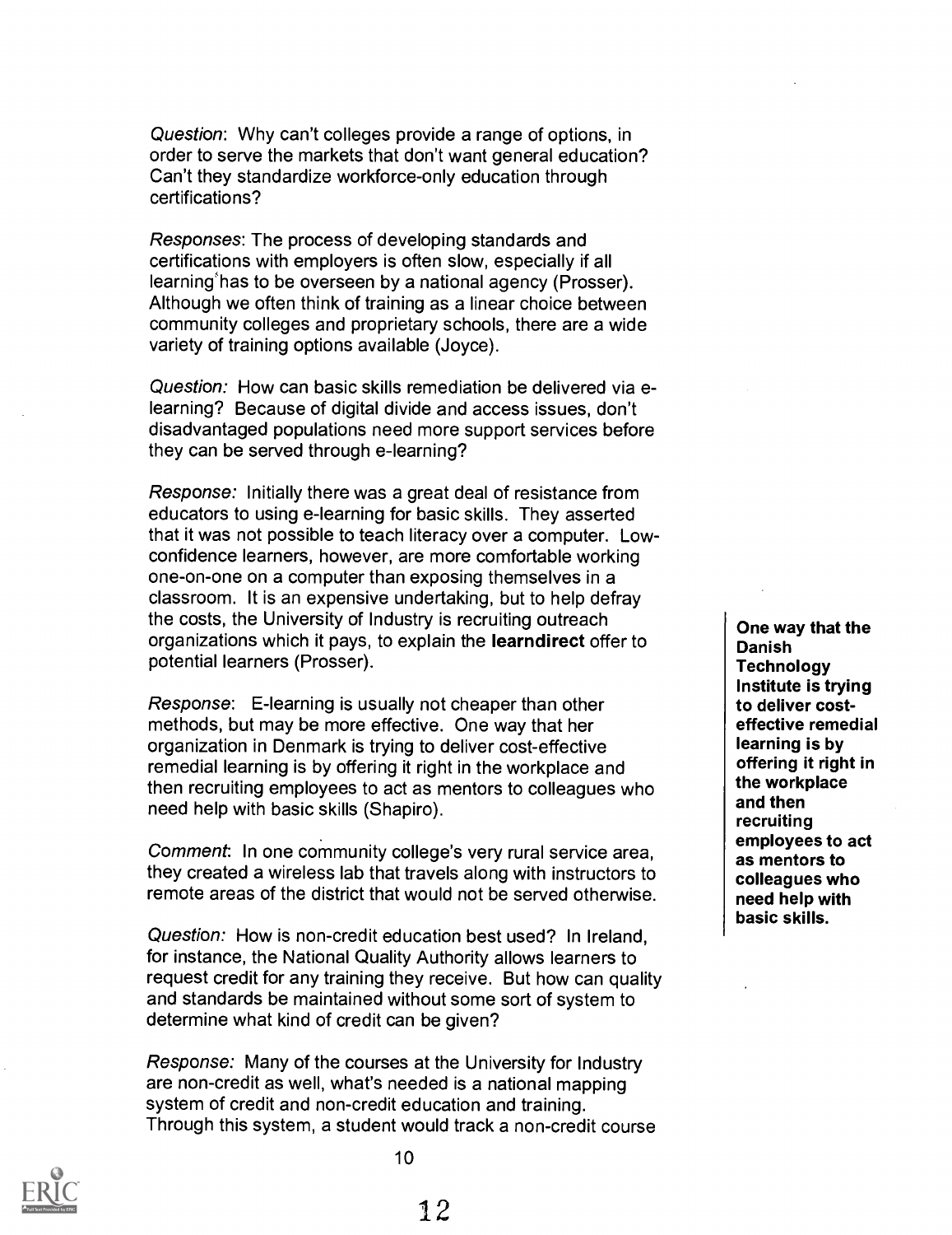*Question*: Why can't colleges provide a range of options, in order to serve the markets that don't want general education? Can't they standardize workforce-only education through certifications?

*Responses*: The process of developing standards and certifications with employers is often slow, especially if all learning has to be overseen by a national agency (Prosser). Although we often think of training as a linear choice between community colleges and proprietary schools, there are a wide variety of training options available (Joyce).

*Question:* How can basic skills remediation be delivered via e-learning? Because of digital divide and access issues, don't disadvantaged populations need more support services before they can be served through e-learning?

*Response:* Initially there was a great deal of resistance from educators to using e-learning for basic skills. They asserted that it was not possible to teach literacy over a computer. Low-confidence learners, however, are more comfortable working one-on-one on a computer than exposing themselves in a classroom. It is an expensive undertaking, but to help defray the costs, the University of Industry is recruiting outreach organizations which it pays, to explain the **learndirect** offer to potential learners (Prosser).

*Response*: E-learning is usually not cheaper than other methods, but may be more effective. One way that her organization in Denmark is trying to deliver cost-effective remedial learning is by offering it right in the workplace and then recruiting employees to act as mentors to colleagues who need help with basic skills (Shapiro).

**One way that the Danish Technology Institute is trying to deliver cost-effective remedial learning is by offering it right in the workplace and then recruiting employees to act as mentors to colleagues who need help with basic skills.**

*Comment*: In one community college's very rural service area, they created a wireless lab that travels along with instructors to remote areas of the district that would not be served otherwise.

*Question:* How is non-credit education best used? In Ireland, for instance, the National Quality Authority allows learners to request credit for any training they receive. But how can quality and standards be maintained without some sort of system to determine what kind of credit can be given?

*Response:* Many of the courses at the University for Industry are non-credit as well, what's needed is a national mapping system of credit and non-credit education and training. Through this system, a student would track a non-credit course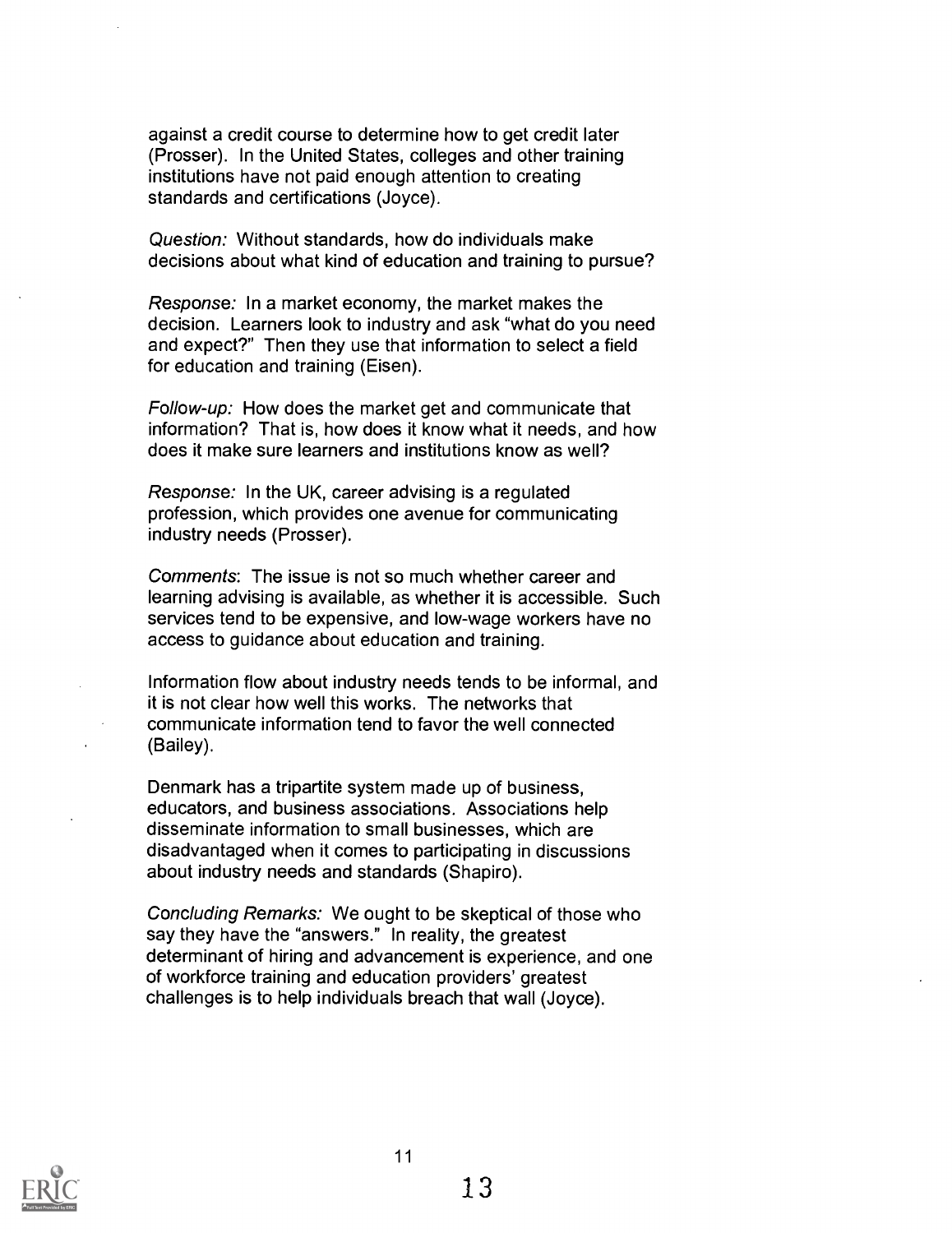against a credit course to determine how to get credit later (Prosser). In the United States, colleges and other training institutions have not paid enough attention to creating standards and certifications (Joyce).

*Question:* Without standards, how do individuals make decisions about what kind of education and training to pursue?

*Response:* In a market economy, the market makes the decision. Learners look to industry and ask "what do you need and expect?" Then they use that information to select a field for education and training (Eisen).

*Follow-up:* How does the market get and communicate that information? That is, how does it know what it needs, and how does it make sure learners and institutions know as well?

*Response:* In the UK, career advising is a regulated profession, which provides one avenue for communicating industry needs (Prosser).

*Comments*: The issue is not so much whether career and learning advising is available, as whether it is accessible. Such services tend to be expensive, and low-wage workers have no access to guidance about education and training.

Information flow about industry needs tends to be informal, and it is not clear how well this works. The networks that communicate information tend to favor the well connected (Bailey).

Denmark has a tripartite system made up of business, educators, and business associations. Associations help disseminate information to small businesses, which are disadvantaged when it comes to participating in discussions about industry needs and standards (Shapiro).

*Concluding Remarks:* We ought to be skeptical of those who say they have the "answers." In reality, the greatest determinant of hiring and advancement is experience, and one of workforce training and education providers' greatest challenges is to help individuals breach that wall (Joyce).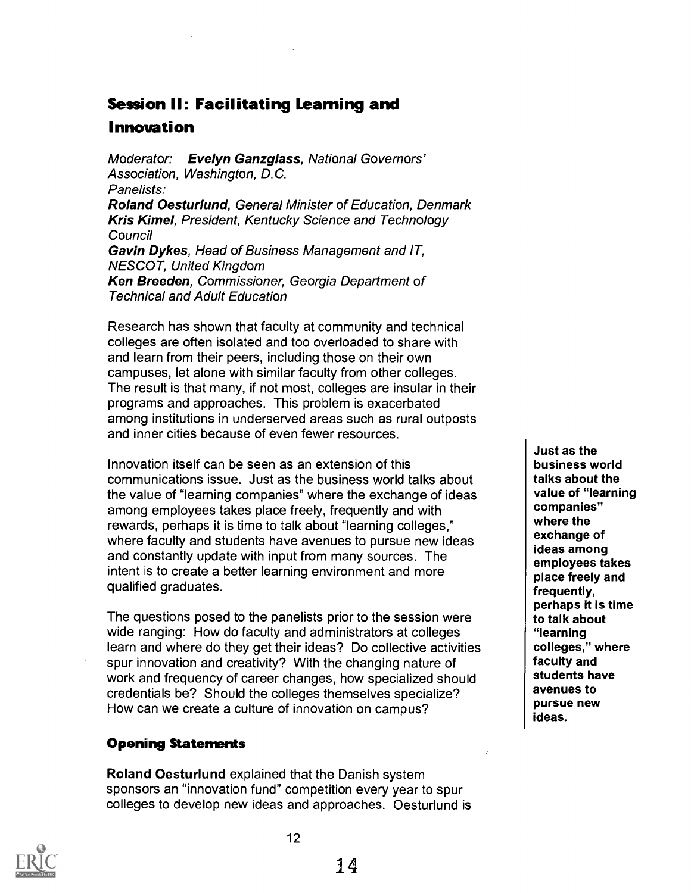## Session II: Facilitating Learning and Innovation

*Moderator:* ***Evelyn Ganzglass**, National Governors' Association, Washington, D.C.*
*Panelists:*
***Roland Oesturlund**, General Minister of Education, Denmark*
***Kris Kimel**, President, Kentucky Science and Technology Council*
***Gavin Dykes**, Head of Business Management and IT, NESCOT, United Kingdom*
***Ken Breeden**, Commissioner, Georgia Department of Technical and Adult Education*

Research has shown that faculty at community and technical colleges are often isolated and too overloaded to share with and learn from their peers, including those on their own campuses, let alone with similar faculty from other colleges. The result is that many, if not most, colleges are insular in their programs and approaches. This problem is exacerbated among institutions in underserved areas such as rural outposts and inner cities because of even fewer resources.

Innovation itself can be seen as an extension of this communications issue. Just as the business world talks about the value of "learning companies" where the exchange of ideas among employees takes place freely, frequently and with rewards, perhaps it is time to talk about "learning colleges," where faculty and students have avenues to pursue new ideas and constantly update with input from many sources. The intent is to create a better learning environment and more qualified graduates.

**Just as the business world talks about the value of "learning companies" where the exchange of ideas among employees takes place freely and frequently, perhaps it is time to talk about "learning colleges," where faculty and students have avenues to pursue new ideas.**

The questions posed to the panelists prior to the session were wide ranging: How do faculty and administrators at colleges learn and where do they get their ideas? Do collective activities spur innovation and creativity? With the changing nature of work and frequency of career changes, how specialized should credentials be? Should the colleges themselves specialize? How can we create a culture of innovation on campus?

### Opening Statements

**Roland Oesturlund** explained that the Danish system sponsors an "innovation fund" competition every year to spur colleges to develop new ideas and approaches. Oesturlund is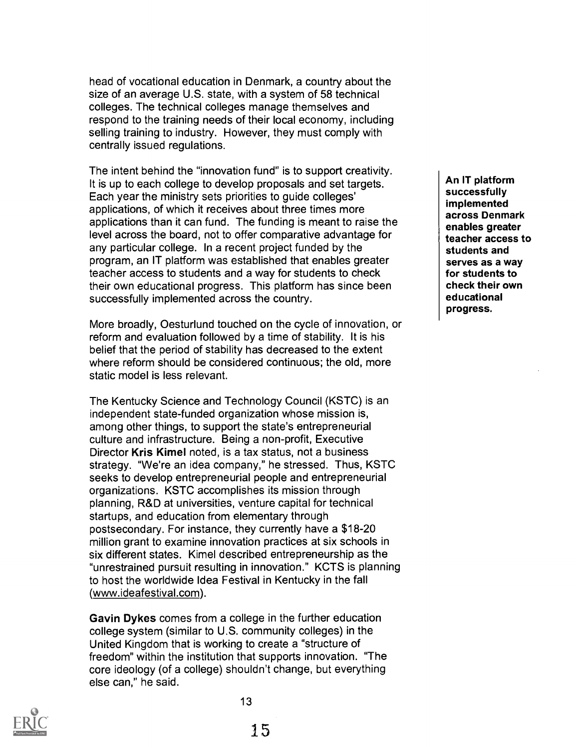head of vocational education in Denmark, a country about the size of an average U.S. state, with a system of 58 technical colleges. The technical colleges manage themselves and respond to the training needs of their local economy, including selling training to industry. However, they must comply with centrally issued regulations.

The intent behind the "innovation fund" is to support creativity. It is up to each college to develop proposals and set targets. Each year the ministry sets priorities to guide colleges' applications, of which it receives about three times more applications than it can fund. The funding is meant to raise the level across the board, not to offer comparative advantage for any particular college. In a recent project funded by the program, an IT platform was established that enables greater teacher access to students and a way for students to check their own educational progress. This platform has since been successfully implemented across the country.

**An IT platform successfully implemented across Denmark enables greater teacher access to students and serves as a way for students to check their own educational progress.**

More broadly, Oesturlund touched on the cycle of innovation, or reform and evaluation followed by a time of stability. It is his belief that the period of stability has decreased to the extent where reform should be considered continuous; the old, more static model is less relevant.

The Kentucky Science and Technology Council (KSTC) is an independent state-funded organization whose mission is, among other things, to support the state's entrepreneurial culture and infrastructure. Being a non-profit, Executive Director **Kris Kimel** noted, is a tax status, not a business strategy. "We're an idea company," he stressed. Thus, KSTC seeks to develop entrepreneurial people and entrepreneurial organizations. KSTC accomplishes its mission through planning, R&D at universities, venture capital for technical startups, and education from elementary through postsecondary. For instance, they currently have a $18-20 million grant to examine innovation practices at six schools in six different states. Kimel described entrepreneurship as the "unrestrained pursuit resulting in innovation." KCTS is planning to host the worldwide Idea Festival in Kentucky in the fall (www.ideafestival.com).

**Gavin Dykes** comes from a college in the further education college system (similar to U.S. community colleges) in the United Kingdom that is working to create a "structure of freedom" within the institution that supports innovation. "The core ideology (of a college) shouldn't change, but everything else can," he said.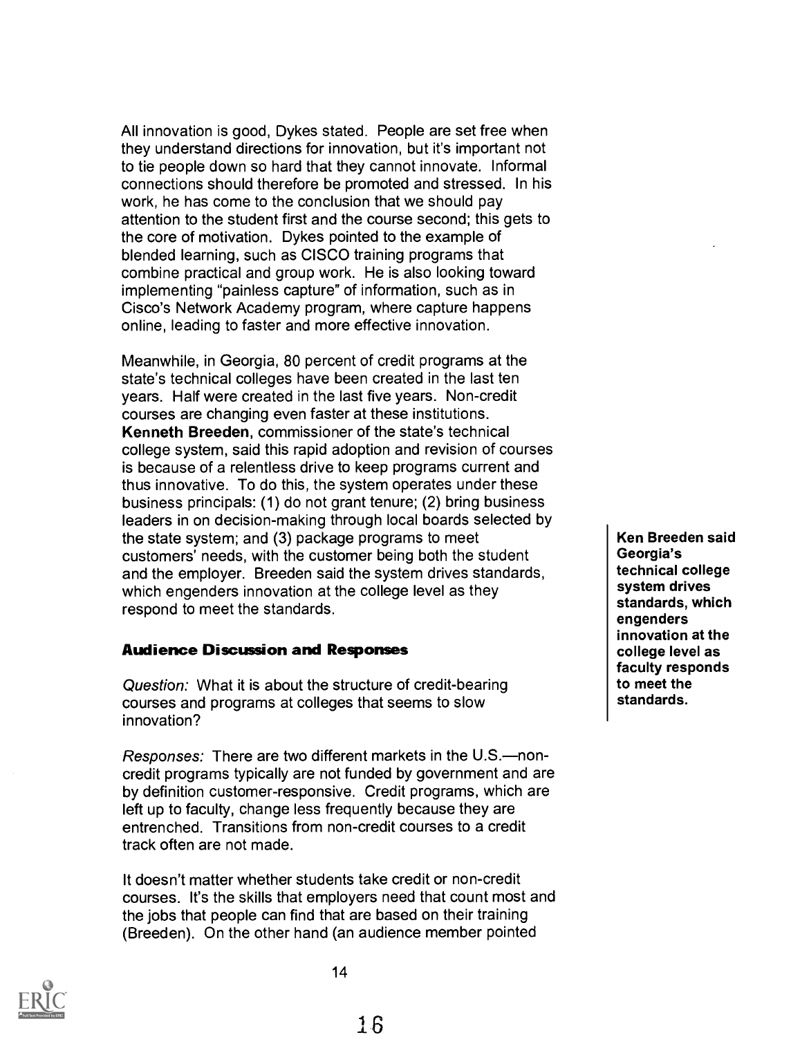All innovation is good, Dykes stated. People are set free when they understand directions for innovation, but it's important not to tie people down so hard that they cannot innovate. Informal connections should therefore be promoted and stressed. In his work, he has come to the conclusion that we should pay attention to the student first and the course second; this gets to the core of motivation. Dykes pointed to the example of blended learning, such as CISCO training programs that combine practical and group work. He is also looking toward implementing "painless capture" of information, such as in Cisco's Network Academy program, where capture happens online, leading to faster and more effective innovation.

Meanwhile, in Georgia, 80 percent of credit programs at the state's technical colleges have been created in the last ten years. Half were created in the last five years. Non-credit courses are changing even faster at these institutions. **Kenneth Breeden**, commissioner of the state's technical college system, said this rapid adoption and revision of courses is because of a relentless drive to keep programs current and thus innovative. To do this, the system operates under these business principals: (1) do not grant tenure; (2) bring business leaders in on decision-making through local boards selected by the state system; and (3) package programs to meet customers' needs, with the customer being both the student and the employer. Breeden said the system drives standards, which engenders innovation at the college level as they respond to meet the standards.

**Ken Breeden said Georgia's technical college system drives standards, which engenders innovation at the college level as faculty responds to meet the standards.**

### Audience Discussion and Responses

*Question:* What it is about the structure of credit-bearing courses and programs at colleges that seems to slow innovation?

*Responses:* There are two different markets in the U.S.—non-credit programs typically are not funded by government and are by definition customer-responsive. Credit programs, which are left up to faculty, change less frequently because they are entrenched. Transitions from non-credit courses to a credit track often are not made.

It doesn't matter whether students take credit or non-credit courses. It's the skills that employers need that count most and the jobs that people can find that are based on their training (Breeden). On the other hand (an audience member pointed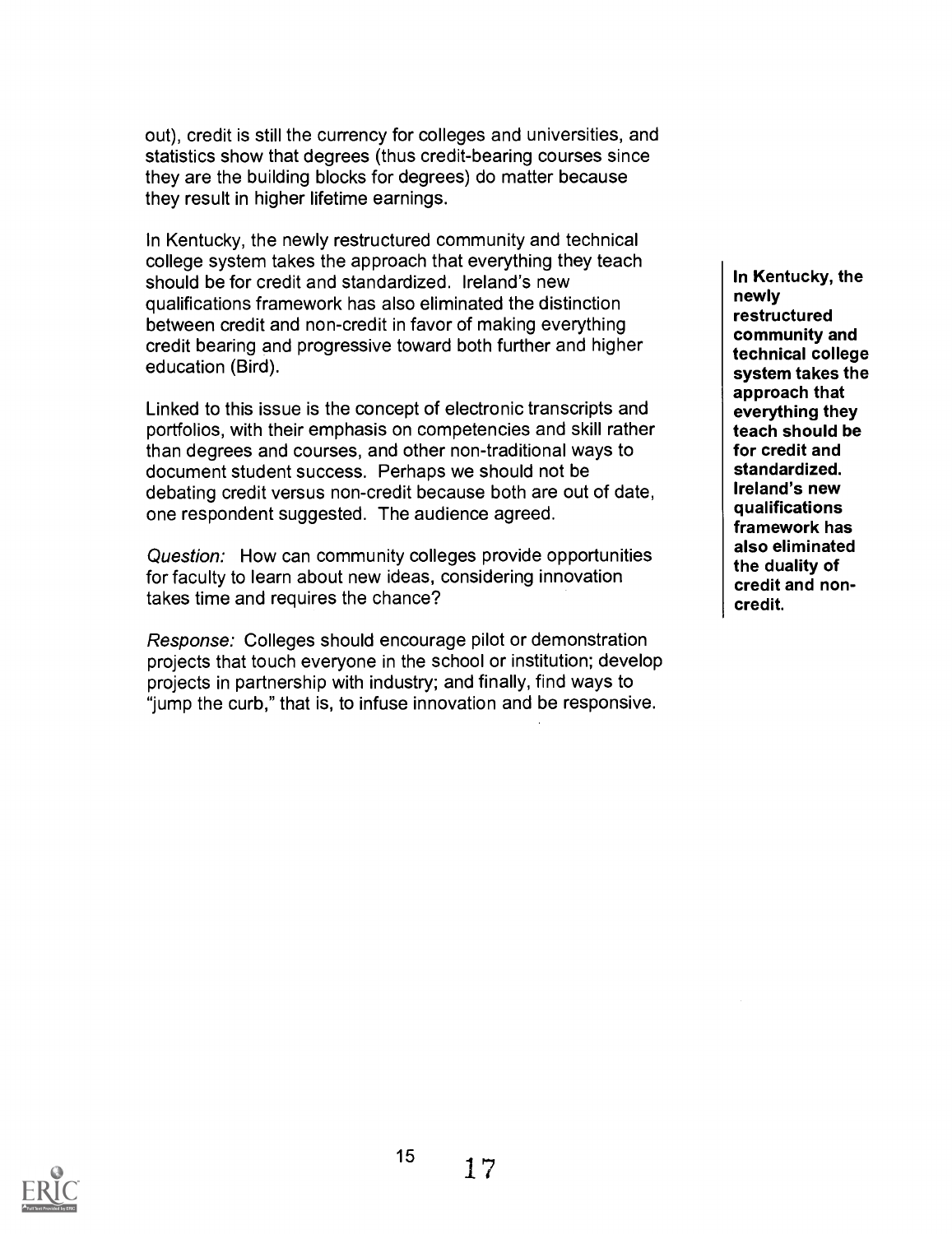out), credit is still the currency for colleges and universities, and statistics show that degrees (thus credit-bearing courses since they are the building blocks for degrees) do matter because they result in higher lifetime earnings.

In Kentucky, the newly restructured community and technical college system takes the approach that everything they teach should be for credit and standardized. Ireland's new qualifications framework has also eliminated the distinction between credit and non-credit in favor of making everything credit bearing and progressive toward both further and higher education (Bird).

**In Kentucky, the newly restructured community and technical college system takes the approach that everything they teach should be for credit and standardized. Ireland's new qualifications framework has also eliminated the duality of credit and non-credit.**

Linked to this issue is the concept of electronic transcripts and portfolios, with their emphasis on competencies and skill rather than degrees and courses, and other non-traditional ways to document student success. Perhaps we should not be debating credit versus non-credit because both are out of date, one respondent suggested. The audience agreed.

*Question:* How can community colleges provide opportunities for faculty to learn about new ideas, considering innovation takes time and requires the chance?

*Response:* Colleges should encourage pilot or demonstration projects that touch everyone in the school or institution; develop projects in partnership with industry; and finally, find ways to "jump the curb," that is, to infuse innovation and be responsive.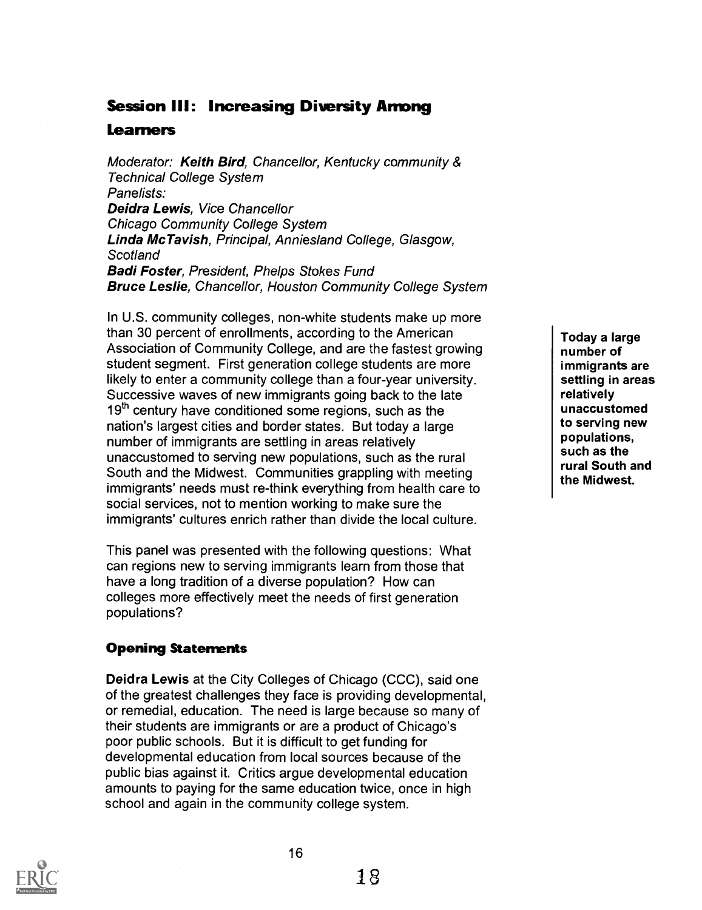## Session III: Increasing Diversity Among Learners

*Moderator:* ***Keith Bird****, Chancellor, Kentucky community & Technical College System*
*Panelists:*
***Deidra Lewis****, Vice Chancellor*
*Chicago Community College System*
***Linda McTavish****, Principal, Anniesland College, Glasgow, Scotland*
***Badi Foster****, President, Phelps Stokes Fund*
***Bruce Leslie****, Chancellor, Houston Community College System*

In U.S. community colleges, non-white students make up more than 30 percent of enrollments, according to the American Association of Community College, and are the fastest growing student segment. First generation college students are more likely to enter a community college than a four-year university. Successive waves of new immigrants going back to the late 19th century have conditioned some regions, such as the nation's largest cities and border states. But today a large number of immigrants are settling in areas relatively unaccustomed to serving new populations, such as the rural South and the Midwest. Communities grappling with meeting immigrants' needs must re-think everything from health care to social services, not to mention working to make sure the immigrants' cultures enrich rather than divide the local culture.

**Today a large number of immigrants are settling in areas relatively unaccustomed to serving new populations, such as the rural South and the Midwest.**

This panel was presented with the following questions: What can regions new to serving immigrants learn from those that have a long tradition of a diverse population? How can colleges more effectively meet the needs of first generation populations?

### Opening Statements

**Deidra Lewis** at the City Colleges of Chicago (CCC), said one of the greatest challenges they face is providing developmental, or remedial, education. The need is large because so many of their students are immigrants or are a product of Chicago's poor public schools. But it is difficult to get funding for developmental education from local sources because of the public bias against it. Critics argue developmental education amounts to paying for the same education twice, once in high school and again in the community college system.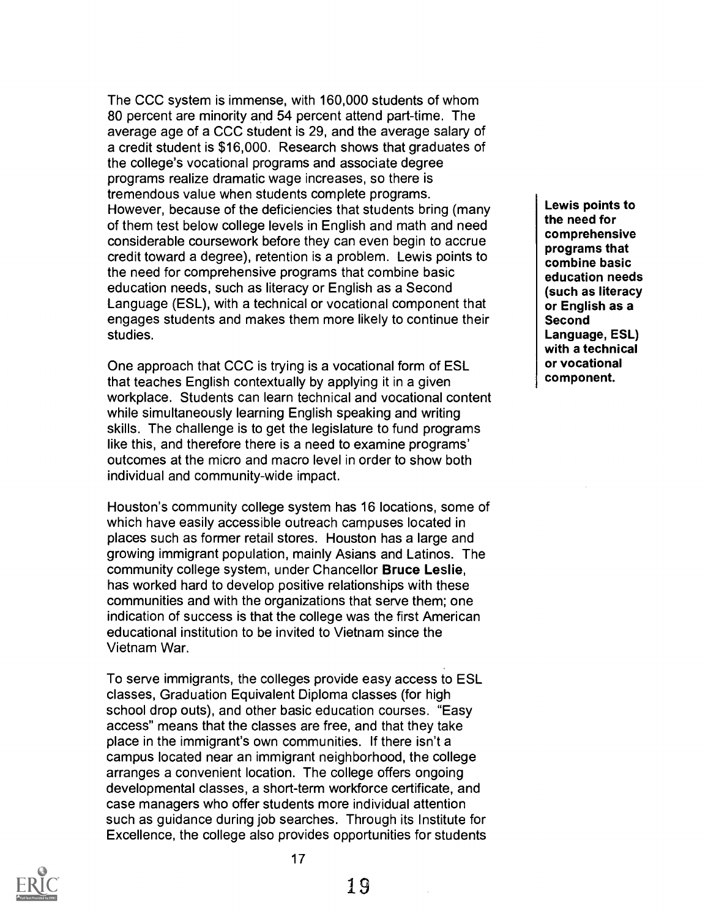The CCC system is immense, with 160,000 students of whom 80 percent are minority and 54 percent attend part-time. The average age of a CCC student is 29, and the average salary of a credit student is $16,000. Research shows that graduates of the college's vocational programs and associate degree programs realize dramatic wage increases, so there is tremendous value when students complete programs. However, because of the deficiencies that students bring (many of them test below college levels in English and math and need considerable coursework before they can even begin to accrue credit toward a degree), retention is a problem. Lewis points to the need for comprehensive programs that combine basic education needs, such as literacy or English as a Second Language (ESL), with a technical or vocational component that engages students and makes them more likely to continue their studies.

**Lewis points to the need for comprehensive programs that combine basic education needs (such as literacy or English as a Second Language, ESL) with a technical or vocational component.**

One approach that CCC is trying is a vocational form of ESL that teaches English contextually by applying it in a given workplace. Students can learn technical and vocational content while simultaneously learning English speaking and writing skills. The challenge is to get the legislature to fund programs like this, and therefore there is a need to examine programs' outcomes at the micro and macro level in order to show both individual and community-wide impact.

Houston's community college system has 16 locations, some of which have easily accessible outreach campuses located in places such as former retail stores. Houston has a large and growing immigrant population, mainly Asians and Latinos. The community college system, under Chancellor **Bruce Leslie**, has worked hard to develop positive relationships with these communities and with the organizations that serve them; one indication of success is that the college was the first American educational institution to be invited to Vietnam since the Vietnam War.

To serve immigrants, the colleges provide easy access to ESL classes, Graduation Equivalent Diploma classes (for high school drop outs), and other basic education courses. "Easy access" means that the classes are free, and that they take place in the immigrant's own communities. If there isn't a campus located near an immigrant neighborhood, the college arranges a convenient location. The college offers ongoing developmental classes, a short-term workforce certificate, and case managers who offer students more individual attention such as guidance during job searches. Through its Institute for Excellence, the college also provides opportunities for students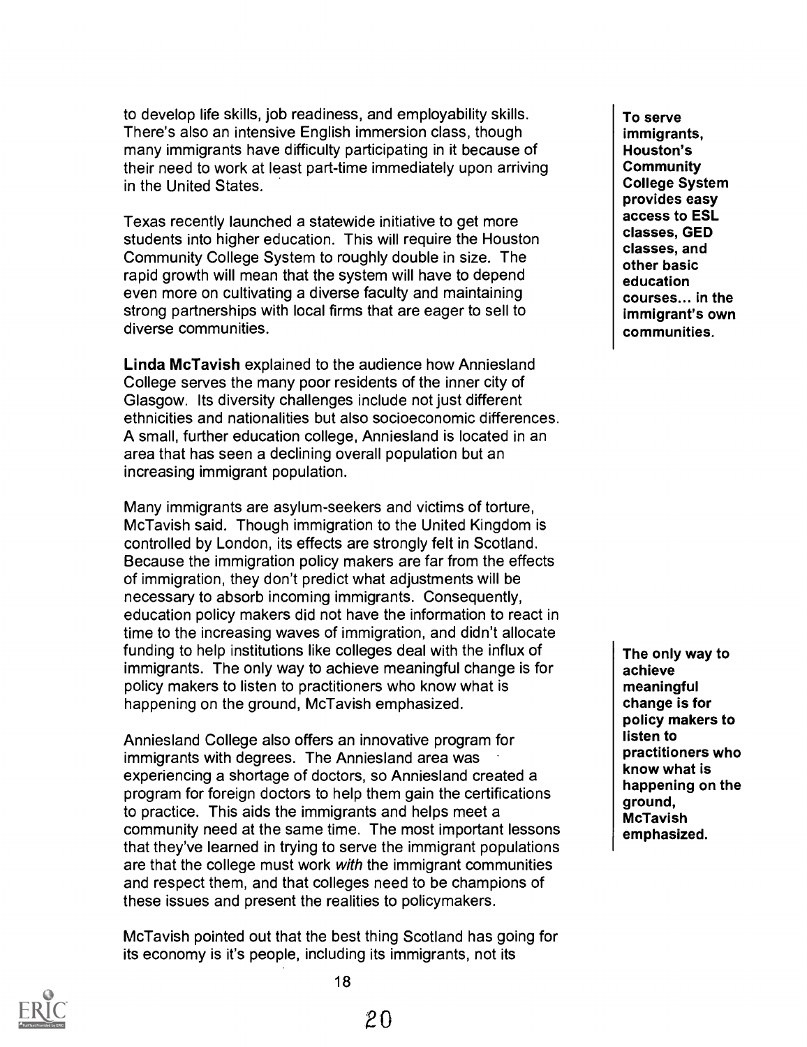to develop life skills, job readiness, and employability skills. There's also an intensive English immersion class, though many immigrants have difficulty participating in it because of their need to work at least part-time immediately upon arriving in the United States.

**To serve immigrants, Houston's Community College System provides easy access to ESL classes, GED classes, and other basic education courses... in the immigrant's own communities.**

Texas recently launched a statewide initiative to get more students into higher education. This will require the Houston Community College System to roughly double in size. The rapid growth will mean that the system will have to depend even more on cultivating a diverse faculty and maintaining strong partnerships with local firms that are eager to sell to diverse communities.

**Linda McTavish** explained to the audience how Anniesland College serves the many poor residents of the inner city of Glasgow. Its diversity challenges include not just different ethnicities and nationalities but also socioeconomic differences. A small, further education college, Anniesland is located in an area that has seen a declining overall population but an increasing immigrant population.

Many immigrants are asylum-seekers and victims of torture, McTavish said. Though immigration to the United Kingdom is controlled by London, its effects are strongly felt in Scotland. Because the immigration policy makers are far from the effects of immigration, they don't predict what adjustments will be necessary to absorb incoming immigrants. Consequently, education policy makers did not have the information to react in time to the increasing waves of immigration, and didn't allocate funding to help institutions like colleges deal with the influx of immigrants. The only way to achieve meaningful change is for policy makers to listen to practitioners who know what is happening on the ground, McTavish emphasized.

**The only way to achieve meaningful change is for policy makers to listen to practitioners who know what is happening on the ground, McTavish emphasized.**

Anniesland College also offers an innovative program for immigrants with degrees. The Anniesland area was experiencing a shortage of doctors, so Anniesland created a program for foreign doctors to help them gain the certifications to practice. This aids the immigrants and helps meet a community need at the same time. The most important lessons that they've learned in trying to serve the immigrant populations are that the college must work *with* the immigrant communities and respect them, and that colleges need to be champions of these issues and present the realities to policymakers.

McTavish pointed out that the best thing Scotland has going for its economy is it's people, including its immigrants, not its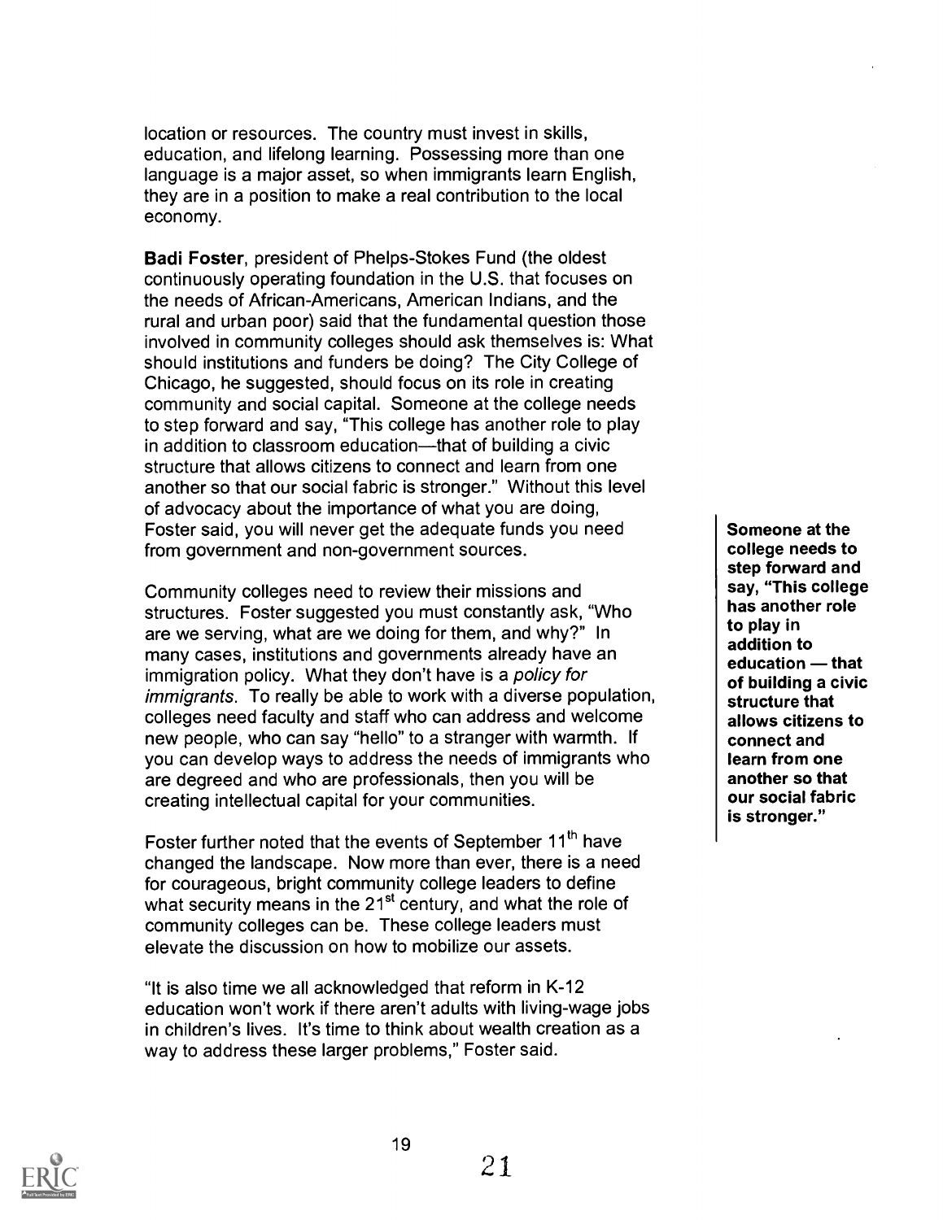location or resources. The country must invest in skills, education, and lifelong learning. Possessing more than one language is a major asset, so when immigrants learn English, they are in a position to make a real contribution to the local economy.

**Badi Foster**, president of Phelps-Stokes Fund (the oldest continuously operating foundation in the U.S. that focuses on the needs of African-Americans, American Indians, and the rural and urban poor) said that the fundamental question those involved in community colleges should ask themselves is: What should institutions and funders be doing? The City College of Chicago, he suggested, should focus on its role in creating community and social capital. Someone at the college needs to step forward and say, "This college has another role to play in addition to classroom education—that of building a civic structure that allows citizens to connect and learn from one another so that our social fabric is stronger." Without this level of advocacy about the importance of what you are doing, Foster said, you will never get the adequate funds you need from government and non-government sources.

**Someone at the college needs to step forward and say, "This college has another role to play in addition to education — that of building a civic structure that allows citizens to connect and learn from one another so that our social fabric is stronger."**

Community colleges need to review their missions and structures. Foster suggested you must constantly ask, "Who are we serving, what are we doing for them, and why?" In many cases, institutions and governments already have an immigration policy. What they don't have is a *policy for immigrants*. To really be able to work with a diverse population, colleges need faculty and staff who can address and welcome new people, who can say "hello" to a stranger with warmth. If you can develop ways to address the needs of immigrants who are degreed and who are professionals, then you will be creating intellectual capital for your communities.

Foster further noted that the events of September 11th have changed the landscape. Now more than ever, there is a need for courageous, bright community college leaders to define what security means in the 21st century, and what the role of community colleges can be. These college leaders must elevate the discussion on how to mobilize our assets.

"It is also time we all acknowledged that reform in K-12 education won't work if there aren't adults with living-wage jobs in children's lives. It's time to think about wealth creation as a way to address these larger problems," Foster said.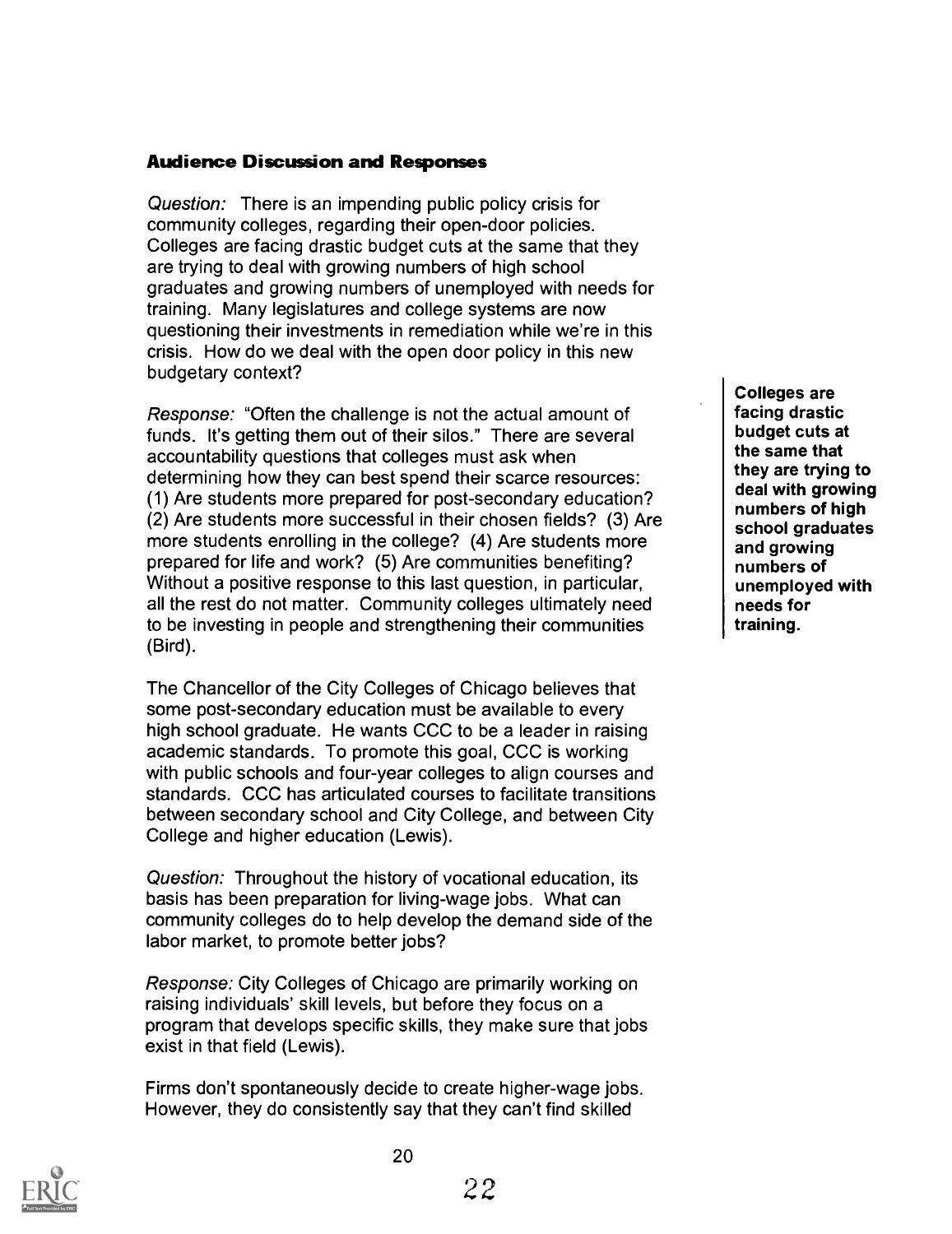### Audience Discussion and Responses

*Question:* There is an impending public policy crisis for community colleges, regarding their open-door policies. Colleges are facing drastic budget cuts at the same that they are trying to deal with growing numbers of high school graduates and growing numbers of unemployed with needs for training. Many legislatures and college systems are now questioning their investments in remediation while we're in this crisis. How do we deal with the open door policy in this new budgetary context?

*Response:* "Often the challenge is not the actual amount of funds. It's getting them out of their silos." There are several accountability questions that colleges must ask when determining how they can best spend their scarce resources: (1) Are students more prepared for post-secondary education? (2) Are students more successful in their chosen fields? (3) Are more students enrolling in the college? (4) Are students more prepared for life and work? (5) Are communities benefiting? Without a positive response to this last question, in particular, all the rest do not matter. Community colleges ultimately need to be investing in people and strengthening their communities (Bird).

**Colleges are facing drastic budget cuts at the same that they are trying to deal with growing numbers of high school graduates and growing numbers of unemployed with needs for training.**

The Chancellor of the City Colleges of Chicago believes that some post-secondary education must be available to every high school graduate. He wants CCC to be a leader in raising academic standards. To promote this goal, CCC is working with public schools and four-year colleges to align courses and standards. CCC has articulated courses to facilitate transitions between secondary school and City College, and between City College and higher education (Lewis).

*Question:* Throughout the history of vocational education, its basis has been preparation for living-wage jobs. What can community colleges do to help develop the demand side of the labor market, to promote better jobs?

*Response:* City Colleges of Chicago are primarily working on raising individuals' skill levels, but before they focus on a program that develops specific skills, they make sure that jobs exist in that field (Lewis).

Firms don't spontaneously decide to create higher-wage jobs. However, they do consistently say that they can't find skilled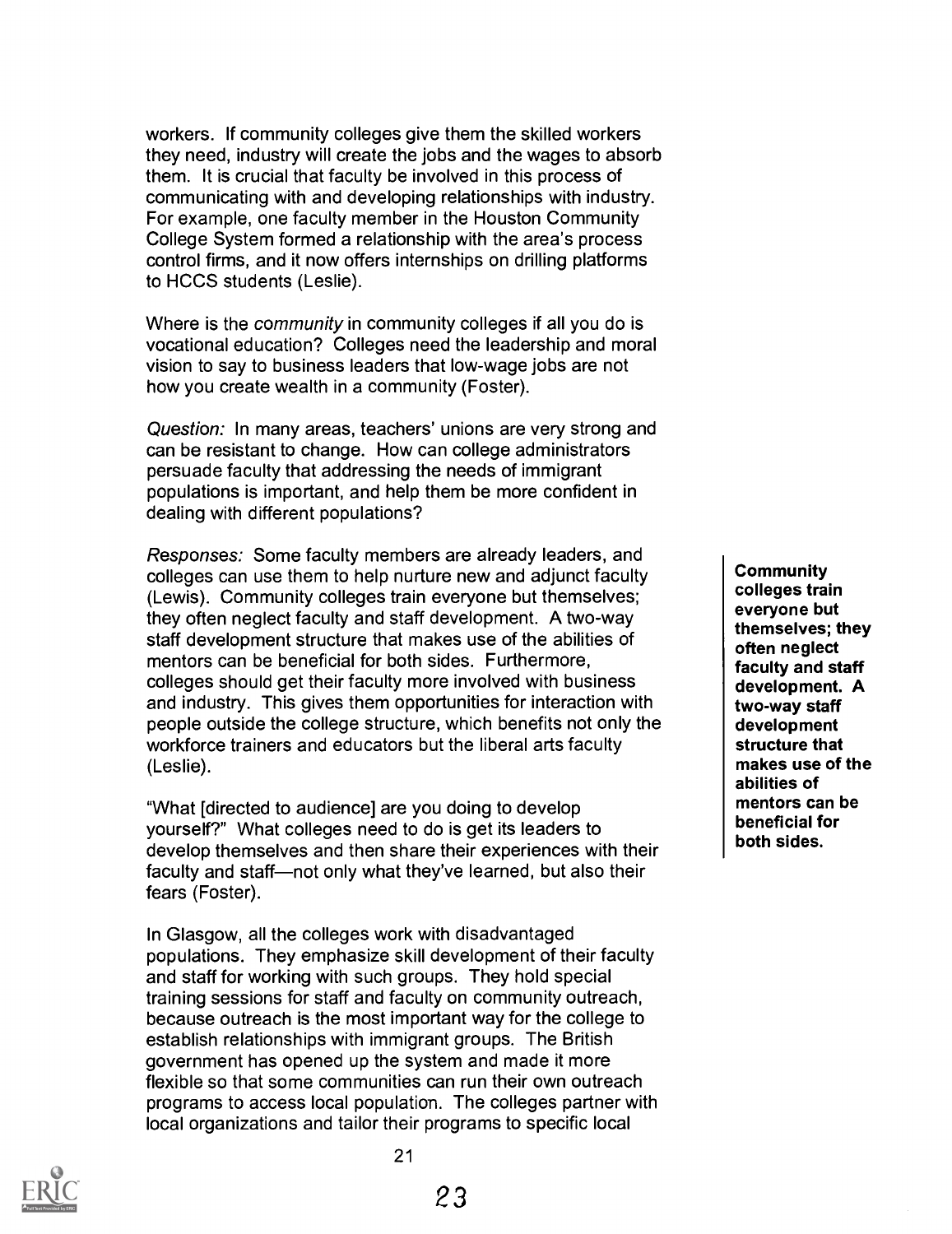workers. If community colleges give them the skilled workers they need, industry will create the jobs and the wages to absorb them. It is crucial that faculty be involved in this process of communicating with and developing relationships with industry. For example, one faculty member in the Houston Community College System formed a relationship with the area's process control firms, and it now offers internships on drilling platforms to HCCS students (Leslie).

Where is the *community* in community colleges if all you do is vocational education? Colleges need the leadership and moral vision to say to business leaders that low-wage jobs are not how you create wealth in a community (Foster).

*Question:* In many areas, teachers' unions are very strong and can be resistant to change. How can college administrators persuade faculty that addressing the needs of immigrant populations is important, and help them be more confident in dealing with different populations?

*Responses:* Some faculty members are already leaders, and colleges can use them to help nurture new and adjunct faculty (Lewis). Community colleges train everyone but themselves; they often neglect faculty and staff development. A two-way staff development structure that makes use of the abilities of mentors can be beneficial for both sides. Furthermore, colleges should get their faculty more involved with business and industry. This gives them opportunities for interaction with people outside the college structure, which benefits not only the workforce trainers and educators but the liberal arts faculty (Leslie).

**Community colleges train everyone but themselves; they often neglect faculty and staff development. A two-way staff development structure that makes use of the abilities of mentors can be beneficial for both sides.**

"What [directed to audience] are you doing to develop yourself?" What colleges need to do is get its leaders to develop themselves and then share their experiences with their faculty and staff—not only what they've learned, but also their fears (Foster).

In Glasgow, all the colleges work with disadvantaged populations. They emphasize skill development of their faculty and staff for working with such groups. They hold special training sessions for staff and faculty on community outreach, because outreach is the most important way for the college to establish relationships with immigrant groups. The British government has opened up the system and made it more flexible so that some communities can run their own outreach programs to access local population. The colleges partner with local organizations and tailor their programs to specific local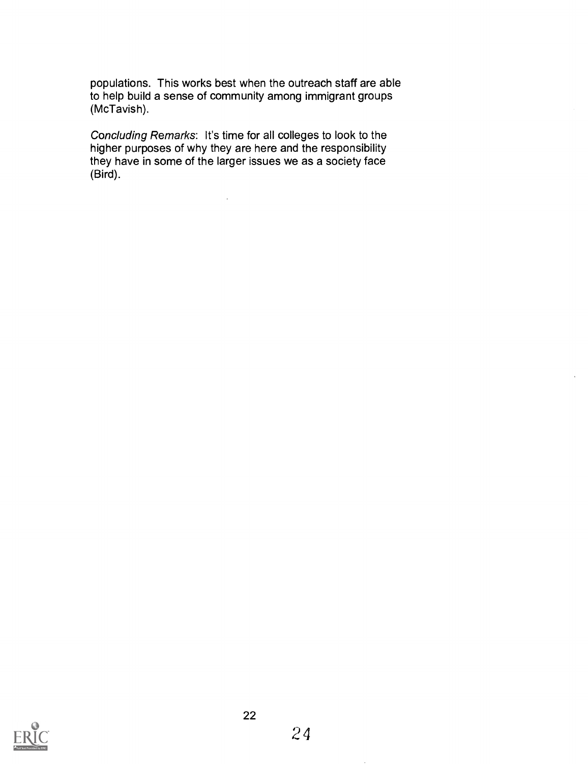populations. This works best when the outreach staff are able to help build a sense of community among immigrant groups (McTavish).

*Concluding Remarks*: It's time for all colleges to look to the higher purposes of why they are here and the responsibility they have in some of the larger issues we as a society face (Bird).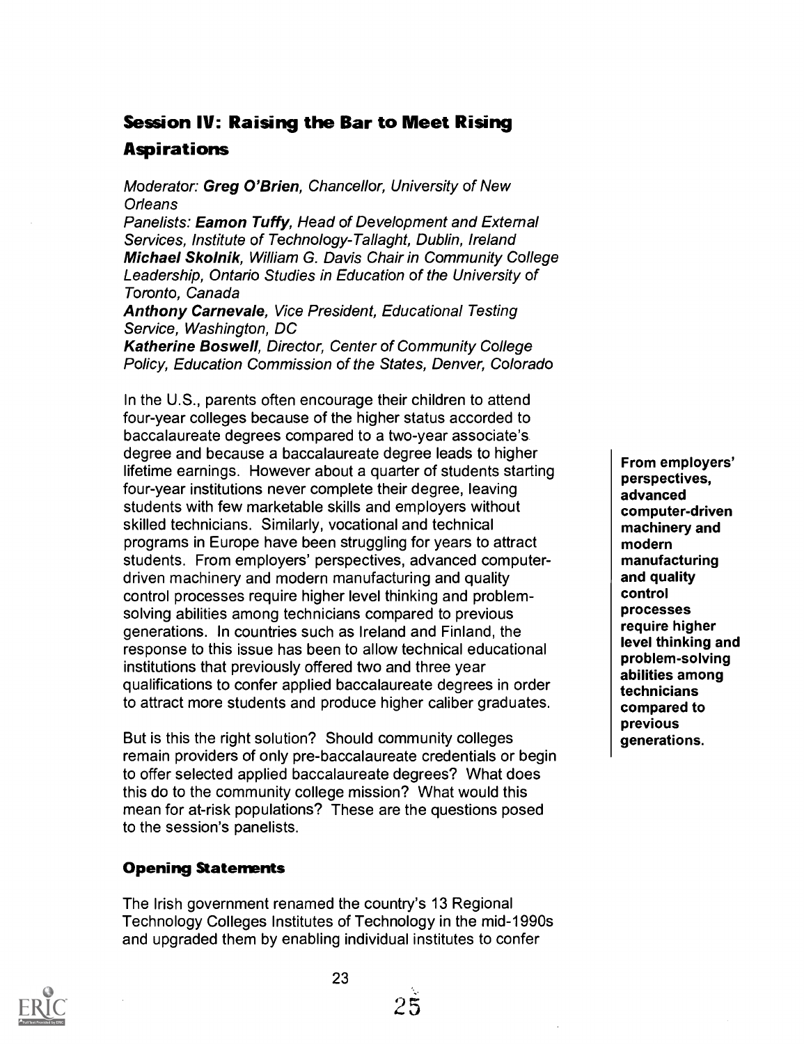## Session IV: Raising the Bar to Meet Rising Aspirations

*Moderator: **Greg O'Brien**, Chancellor, University of New Orleans*
*Panelists: **Eamon Tuffy**, Head of Development and External Services, Institute of Technology-Tallaght, Dublin, Ireland*
***Michael Skolnik**, William G. Davis Chair in Community College Leadership, Ontario Studies in Education of the University of Toronto, Canada*
***Anthony Carnevale**, Vice President, Educational Testing Service, Washington, DC*
***Katherine Boswell**, Director, Center of Community College Policy, Education Commission of the States, Denver, Colorado*

In the U.S., parents often encourage their children to attend four-year colleges because of the higher status accorded to baccalaureate degrees compared to a two-year associate's degree and because a baccalaureate degree leads to higher lifetime earnings. However about a quarter of students starting four-year institutions never complete their degree, leaving students with few marketable skills and employers without skilled technicians. Similarly, vocational and technical programs in Europe have been struggling for years to attract students. From employers' perspectives, advanced computer-driven machinery and modern manufacturing and quality control processes require higher level thinking and problem-solving abilities among technicians compared to previous generations. In countries such as Ireland and Finland, the response to this issue has been to allow technical educational institutions that previously offered two and three year qualifications to confer applied baccalaureate degrees in order to attract more students and produce higher caliber graduates.

**From employers' perspectives, advanced computer-driven machinery and modern manufacturing and quality control processes require higher level thinking and problem-solving abilities among technicians compared to previous generations.**

But is this the right solution? Should community colleges remain providers of only pre-baccalaureate credentials or begin to offer selected applied baccalaureate degrees? What does this do to the community college mission? What would this mean for at-risk populations? These are the questions posed to the session's panelists.

### Opening Statements

The Irish government renamed the country's 13 Regional Technology Colleges Institutes of Technology in the mid-1990s and upgraded them by enabling individual institutes to confer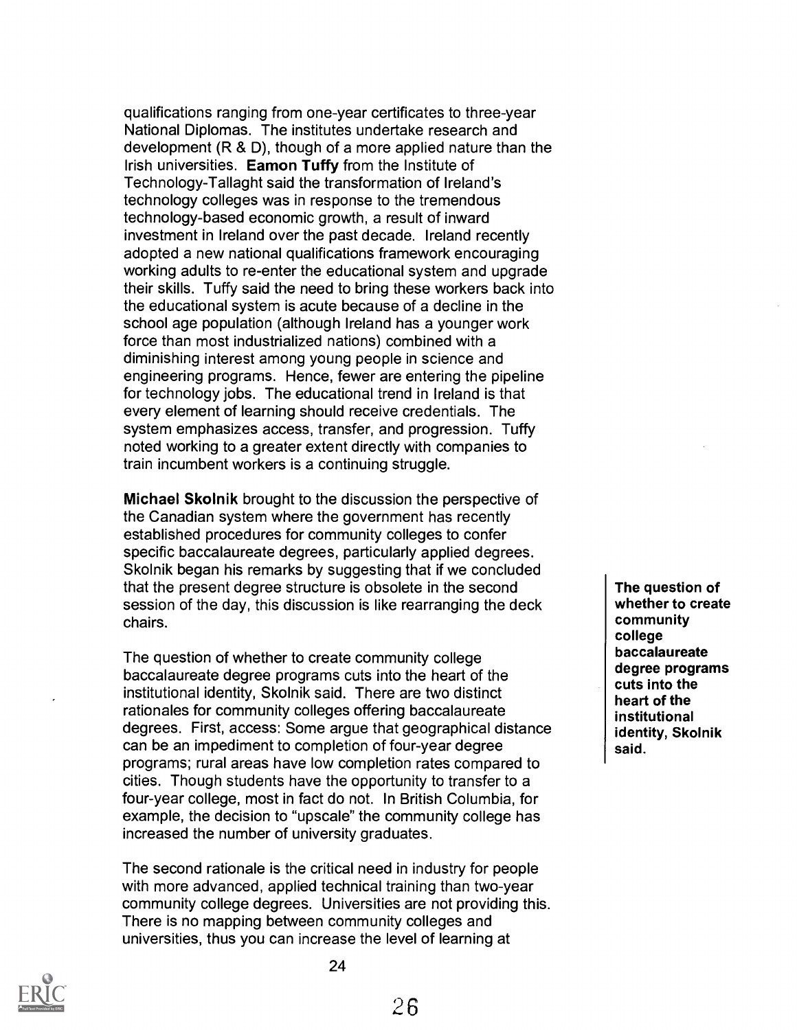qualifications ranging from one-year certificates to three-year National Diplomas. The institutes undertake research and development (R & D), though of a more applied nature than the Irish universities. **Eamon Tuffy** from the Institute of Technology-Tallaght said the transformation of Ireland's technology colleges was in response to the tremendous technology-based economic growth, a result of inward investment in Ireland over the past decade. Ireland recently adopted a new national qualifications framework encouraging working adults to re-enter the educational system and upgrade their skills. Tuffy said the need to bring these workers back into the educational system is acute because of a decline in the school age population (although Ireland has a younger work force than most industrialized nations) combined with a diminishing interest among young people in science and engineering programs. Hence, fewer are entering the pipeline for technology jobs. The educational trend in Ireland is that every element of learning should receive credentials. The system emphasizes access, transfer, and progression. Tuffy noted working to a greater extent directly with companies to train incumbent workers is a continuing struggle.

**Michael Skolnik** brought to the discussion the perspective of the Canadian system where the government has recently established procedures for community colleges to confer specific baccalaureate degrees, particularly applied degrees. Skolnik began his remarks by suggesting that if we concluded that the present degree structure is obsolete in the second session of the day, this discussion is like rearranging the deck chairs.

**The question of whether to create community college baccalaureate degree programs cuts into the heart of the institutional identity, Skolnik said.**

The question of whether to create community college baccalaureate degree programs cuts into the heart of the institutional identity, Skolnik said. There are two distinct rationales for community colleges offering baccalaureate degrees. First, access: Some argue that geographical distance can be an impediment to completion of four-year degree programs; rural areas have low completion rates compared to cities. Though students have the opportunity to transfer to a four-year college, most in fact do not. In British Columbia, for example, the decision to "upscale" the community college has increased the number of university graduates.

The second rationale is the critical need in industry for people with more advanced, applied technical training than two-year community college degrees. Universities are not providing this. There is no mapping between community colleges and universities, thus you can increase the level of learning at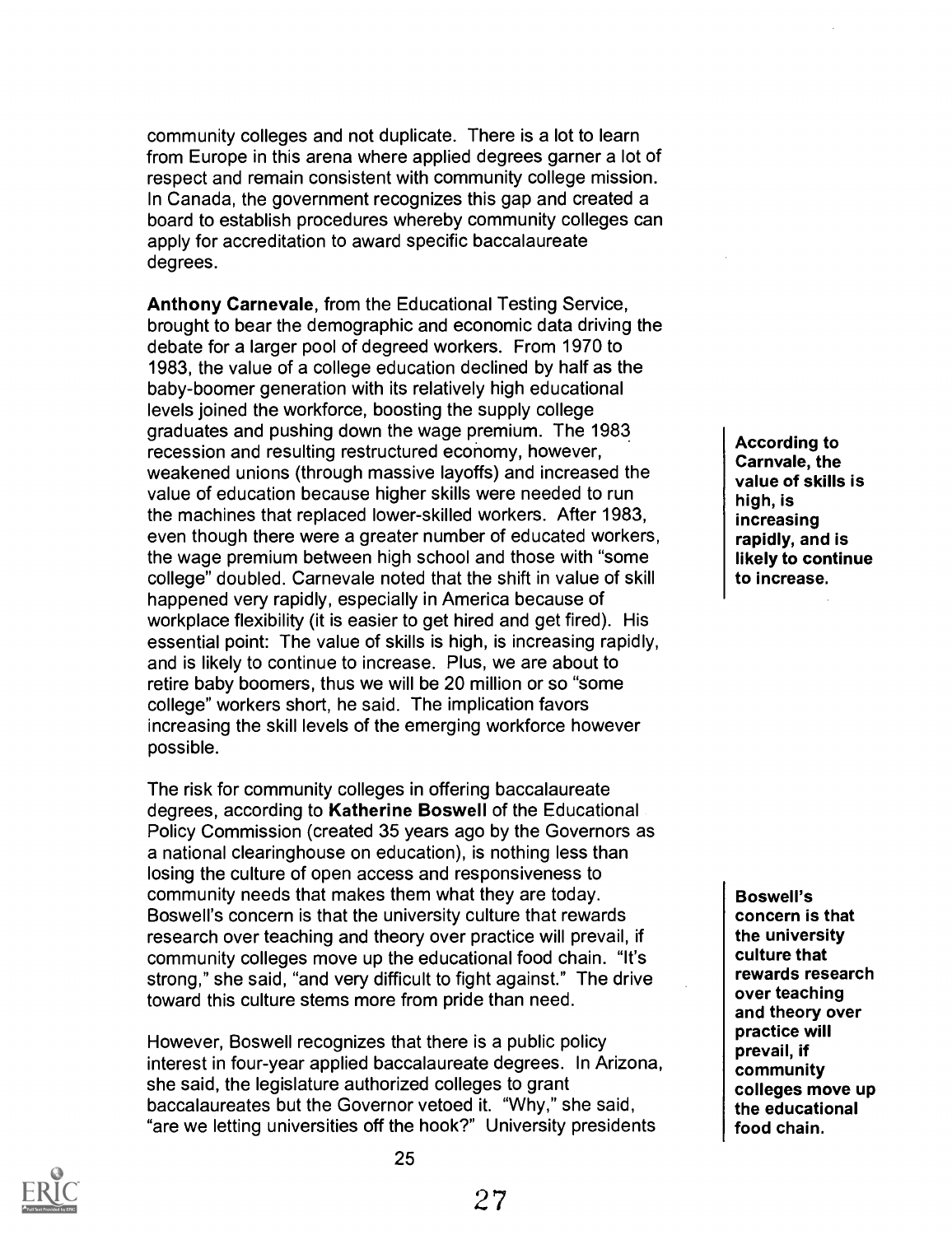community colleges and not duplicate. There is a lot to learn from Europe in this arena where applied degrees garner a lot of respect and remain consistent with community college mission. In Canada, the government recognizes this gap and created a board to establish procedures whereby community colleges can apply for accreditation to award specific baccalaureate degrees.

**Anthony Carnevale**, from the Educational Testing Service, brought to bear the demographic and economic data driving the debate for a larger pool of degreed workers. From 1970 to 1983, the value of a college education declined by half as the baby-boomer generation with its relatively high educational levels joined the workforce, boosting the supply college graduates and pushing down the wage premium. The 1983 recession and resulting restructured economy, however, weakened unions (through massive layoffs) and increased the value of education because higher skills were needed to run the machines that replaced lower-skilled workers. After 1983, even though there were a greater number of educated workers, the wage premium between high school and those with "some college" doubled. Carnevale noted that the shift in value of skill happened very rapidly, especially in America because of workplace flexibility (it is easier to get hired and get fired). His essential point: The value of skills is high, is increasing rapidly, and is likely to continue to increase. Plus, we are about to retire baby boomers, thus we will be 20 million or so "some college" workers short, he said. The implication favors increasing the skill levels of the emerging workforce however possible.

**According to Carnvale, the value of skills is high, is increasing rapidly, and is likely to continue to increase.**

The risk for community colleges in offering baccalaureate degrees, according to **Katherine Boswell** of the Educational Policy Commission (created 35 years ago by the Governors as a national clearinghouse on education), is nothing less than losing the culture of open access and responsiveness to community needs that makes them what they are today. Boswell's concern is that the university culture that rewards research over teaching and theory over practice will prevail, if community colleges move up the educational food chain. "It's strong," she said, "and very difficult to fight against." The drive toward this culture stems more from pride than need.

**Boswell's concern is that the university culture that rewards research over teaching and theory over practice will prevail, if community colleges move up the educational food chain.**

However, Boswell recognizes that there is a public policy interest in four-year applied baccalaureate degrees. In Arizona, she said, the legislature authorized colleges to grant baccalaureates but the Governor vetoed it. "Why," she said, "are we letting universities off the hook?" University presidents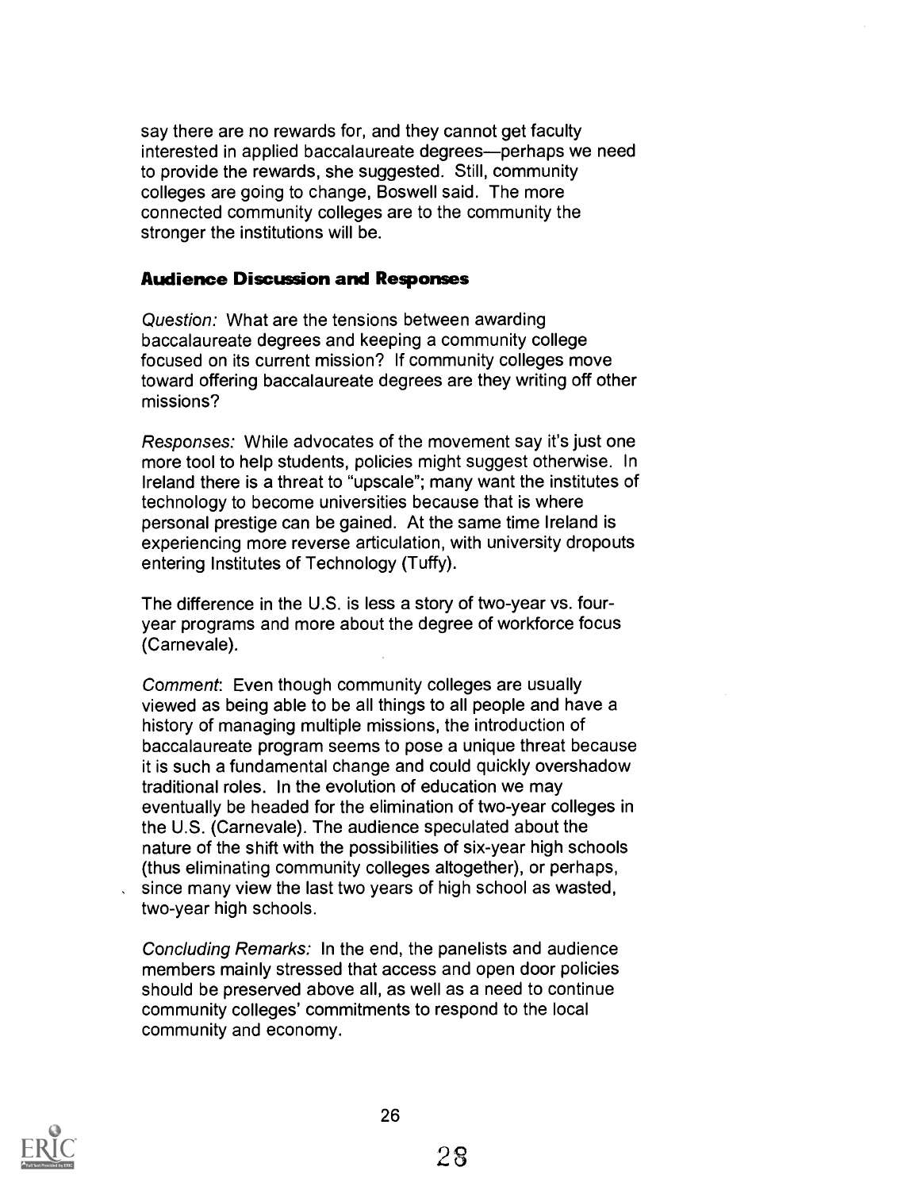say there are no rewards for, and they cannot get faculty interested in applied baccalaureate degrees—perhaps we need to provide the rewards, she suggested. Still, community colleges are going to change, Boswell said. The more connected community colleges are to the community the stronger the institutions will be.

### Audience Discussion and Responses

*Question:* What are the tensions between awarding baccalaureate degrees and keeping a community college focused on its current mission? If community colleges move toward offering baccalaureate degrees are they writing off other missions?

*Responses:* While advocates of the movement say it's just one more tool to help students, policies might suggest otherwise. In Ireland there is a threat to "upscale"; many want the institutes of technology to become universities because that is where personal prestige can be gained. At the same time Ireland is experiencing more reverse articulation, with university dropouts entering Institutes of Technology (Tuffy).

The difference in the U.S. is less a story of two-year vs. four-year programs and more about the degree of workforce focus (Carnevale).

*Comment:* Even though community colleges are usually viewed as being able to be all things to all people and have a history of managing multiple missions, the introduction of baccalaureate program seems to pose a unique threat because it is such a fundamental change and could quickly overshadow traditional roles. In the evolution of education we may eventually be headed for the elimination of two-year colleges in the U.S. (Carnevale). The audience speculated about the nature of the shift with the possibilities of six-year high schools (thus eliminating community colleges altogether), or perhaps, since many view the last two years of high school as wasted, two-year high schools.

*Concluding Remarks:* In the end, the panelists and audience members mainly stressed that access and open door policies should be preserved above all, as well as a need to continue community colleges' commitments to respond to the local community and economy.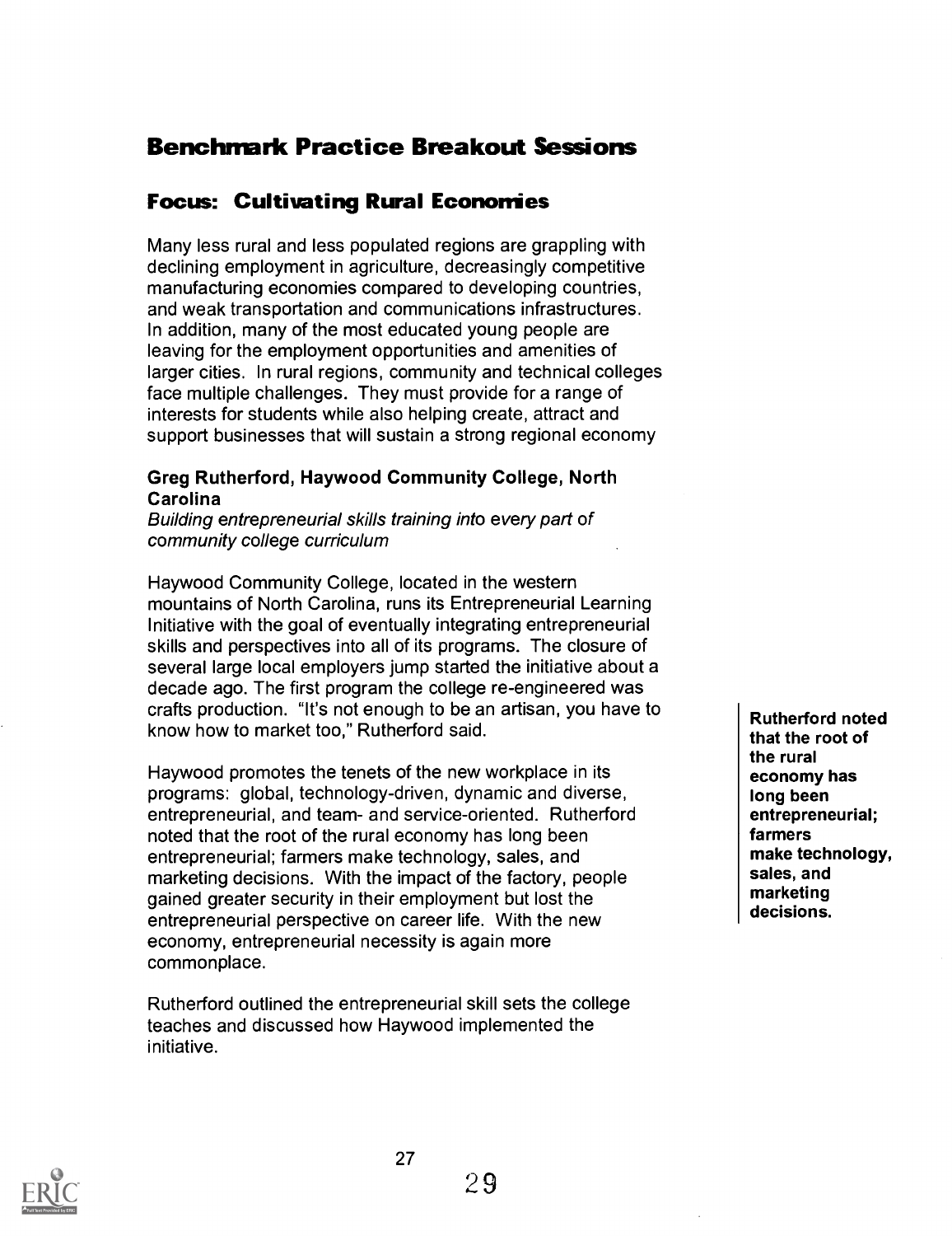# Benchmark Practice Breakout Sessions

## Focus: Cultivating Rural Economies

Many less rural and less populated regions are grappling with declining employment in agriculture, decreasingly competitive manufacturing economies compared to developing countries, and weak transportation and communications infrastructures. In addition, many of the most educated young people are leaving for the employment opportunities and amenities of larger cities. In rural regions, community and technical colleges face multiple challenges. They must provide for a range of interests for students while also helping create, attract and support businesses that will sustain a strong regional economy

### Greg Rutherford, Haywood Community College, North Carolina

*Building entrepreneurial skills training into every part of community college curriculum*

Haywood Community College, located in the western mountains of North Carolina, runs its Entrepreneurial Learning Initiative with the goal of eventually integrating entrepreneurial skills and perspectives into all of its programs. The closure of several large local employers jump started the initiative about a decade ago. The first program the college re-engineered was crafts production. "It's not enough to be an artisan, you have to know how to market too," Rutherford said.

Haywood promotes the tenets of the new workplace in its programs: global, technology-driven, dynamic and diverse, entrepreneurial, and team- and service-oriented. Rutherford noted that the root of the rural economy has long been entrepreneurial; farmers make technology, sales, and marketing decisions. With the impact of the factory, people gained greater security in their employment but lost the entrepreneurial perspective on career life. With the new economy, entrepreneurial necessity is again more commonplace.

**Rutherford noted that the root of the rural economy has long been entrepreneurial; farmers make technology, sales, and marketing decisions.**

Rutherford outlined the entrepreneurial skill sets the college teaches and discussed how Haywood implemented the initiative.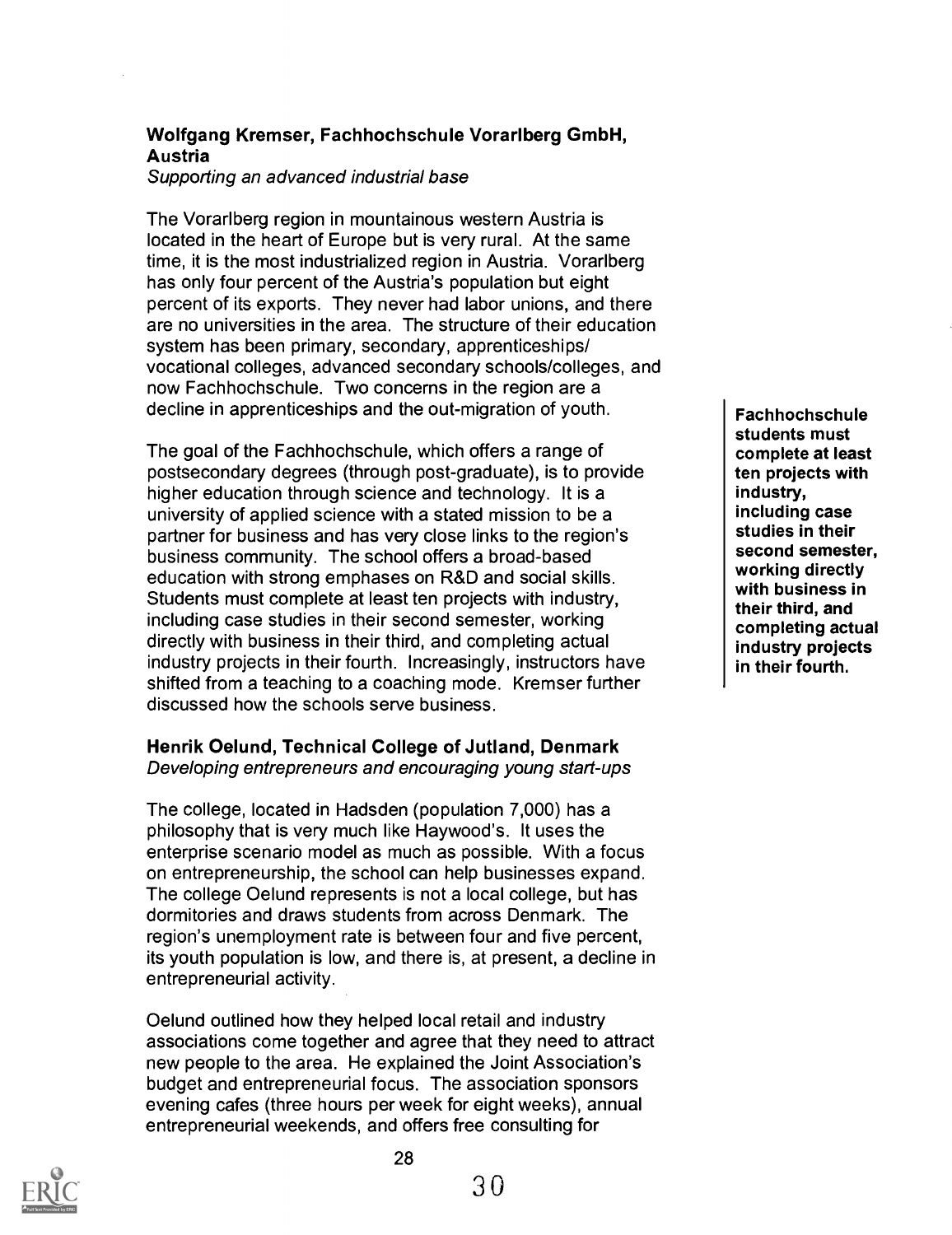**Wolfgang Kremser, Fachhochschule Vorarlberg GmbH, Austria**
*Supporting an advanced industrial base*

The Vorarlberg region in mountainous western Austria is located in the heart of Europe but is very rural. At the same time, it is the most industrialized region in Austria. Vorarlberg has only four percent of the Austria's population but eight percent of its exports. They never had labor unions, and there are no universities in the area. The structure of their education system has been primary, secondary, apprenticeships/ vocational colleges, advanced secondary schools/colleges, and now Fachhochschule. Two concerns in the region are a decline in apprenticeships and the out-migration of youth.

The goal of the Fachhochschule, which offers a range of postsecondary degrees (through post-graduate), is to provide higher education through science and technology. It is a university of applied science with a stated mission to be a partner for business and has very close links to the region's business community. The school offers a broad-based education with strong emphases on R&D and social skills. Students must complete at least ten projects with industry, including case studies in their second semester, working directly with business in their third, and completing actual industry projects in their fourth. Increasingly, instructors have shifted from a teaching to a coaching mode. Kremser further discussed how the schools serve business.

**Fachhochschule students must complete at least ten projects with industry, including case studies in their second semester, working directly with business in their third, and completing actual industry projects in their fourth.**

**Henrik Oelund, Technical College of Jutland, Denmark**
*Developing entrepreneurs and encouraging young start-ups*

The college, located in Hadsden (population 7,000) has a philosophy that is very much like Haywood's. It uses the enterprise scenario model as much as possible. With a focus on entrepreneurship, the school can help businesses expand. The college Oelund represents is not a local college, but has dormitories and draws students from across Denmark. The region's unemployment rate is between four and five percent, its youth population is low, and there is, at present, a decline in entrepreneurial activity.

Oelund outlined how they helped local retail and industry associations come together and agree that they need to attract new people to the area. He explained the Joint Association's budget and entrepreneurial focus. The association sponsors evening cafes (three hours per week for eight weeks), annual entrepreneurial weekends, and offers free consulting for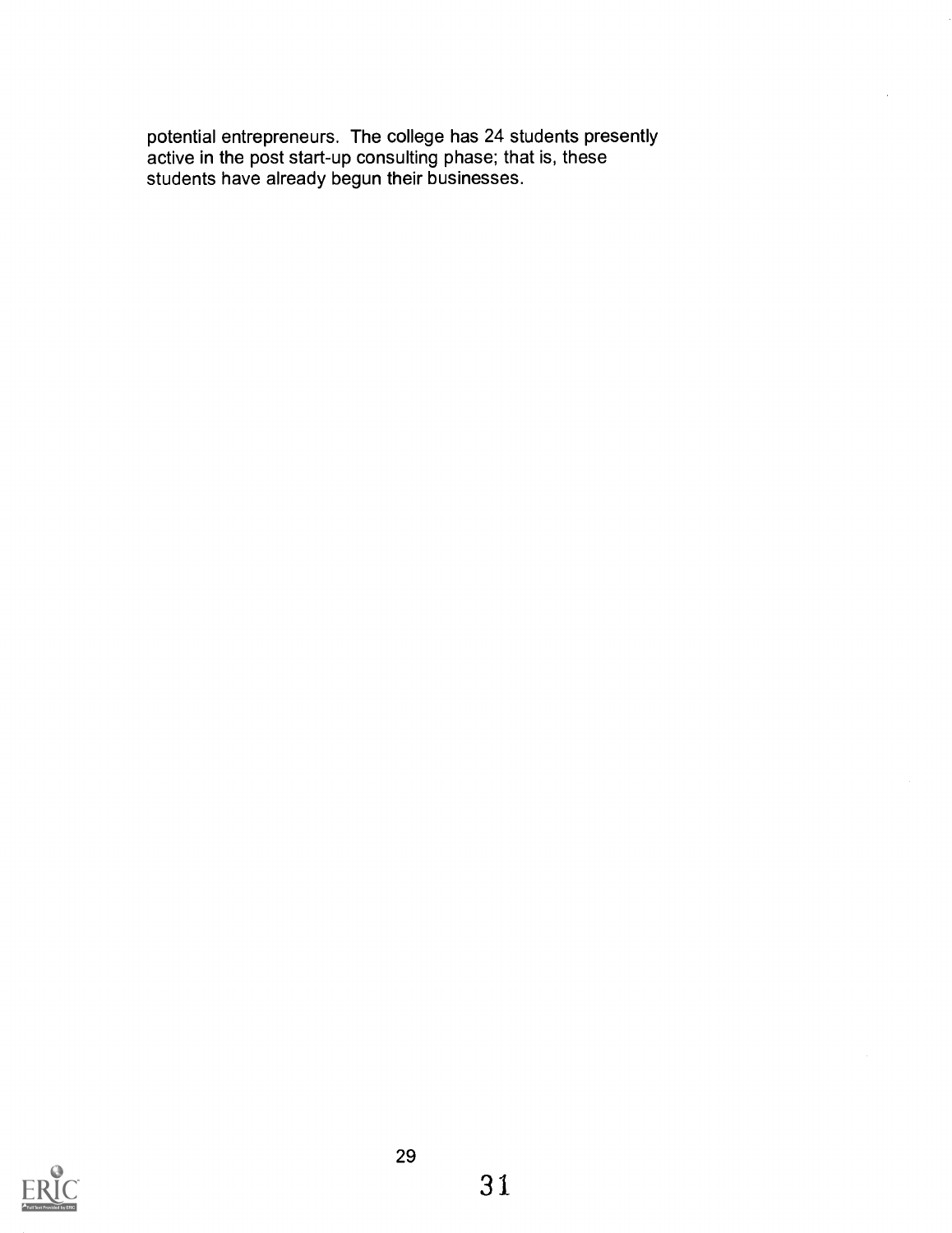potential entrepreneurs. The college has 24 students presently active in the post start-up consulting phase; that is, these students have already begun their businesses.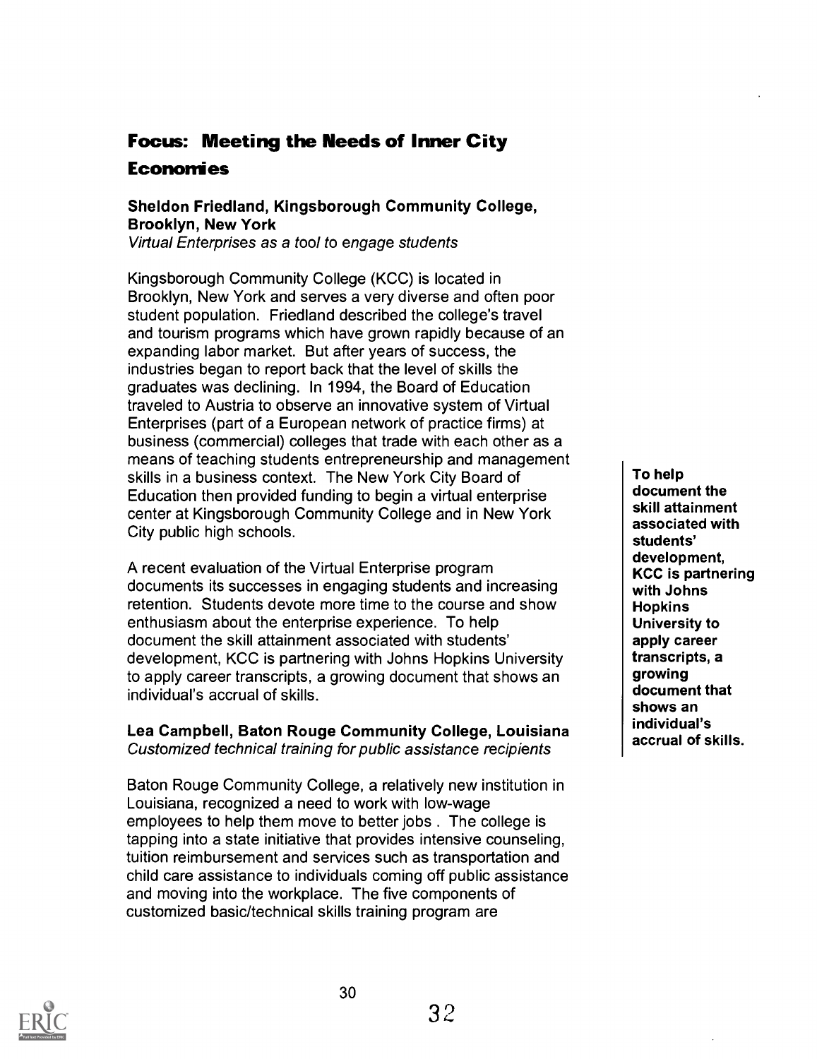## Focus: Meeting the Needs of Inner City Economies

**Sheldon Friedland, Kingsborough Community College, Brooklyn, New York**
*Virtual Enterprises as a tool to engage students*

Kingsborough Community College (KCC) is located in Brooklyn, New York and serves a very diverse and often poor student population. Friedland described the college's travel and tourism programs which have grown rapidly because of an expanding labor market. But after years of success, the industries began to report back that the level of skills the graduates was declining. In 1994, the Board of Education traveled to Austria to observe an innovative system of Virtual Enterprises (part of a European network of practice firms) at business (commercial) colleges that trade with each other as a means of teaching students entrepreneurship and management skills in a business context. The New York City Board of Education then provided funding to begin a virtual enterprise center at Kingsborough Community College and in New York City public high schools.

A recent evaluation of the Virtual Enterprise program documents its successes in engaging students and increasing retention. Students devote more time to the course and show enthusiasm about the enterprise experience. To help document the skill attainment associated with students' development, KCC is partnering with Johns Hopkins University to apply career transcripts, a growing document that shows an individual's accrual of skills.

**To help document the skill attainment associated with students' development, KCC is partnering with Johns Hopkins University to apply career transcripts, a growing document that shows an individual's accrual of skills.**

**Lea Campbell, Baton Rouge Community College, Louisiana**
*Customized technical training for public assistance recipients*

Baton Rouge Community College, a relatively new institution in Louisiana, recognized a need to work with low-wage employees to help them move to better jobs . The college is tapping into a state initiative that provides intensive counseling, tuition reimbursement and services such as transportation and child care assistance to individuals coming off public assistance and moving into the workplace. The five components of customized basic/technical skills training program are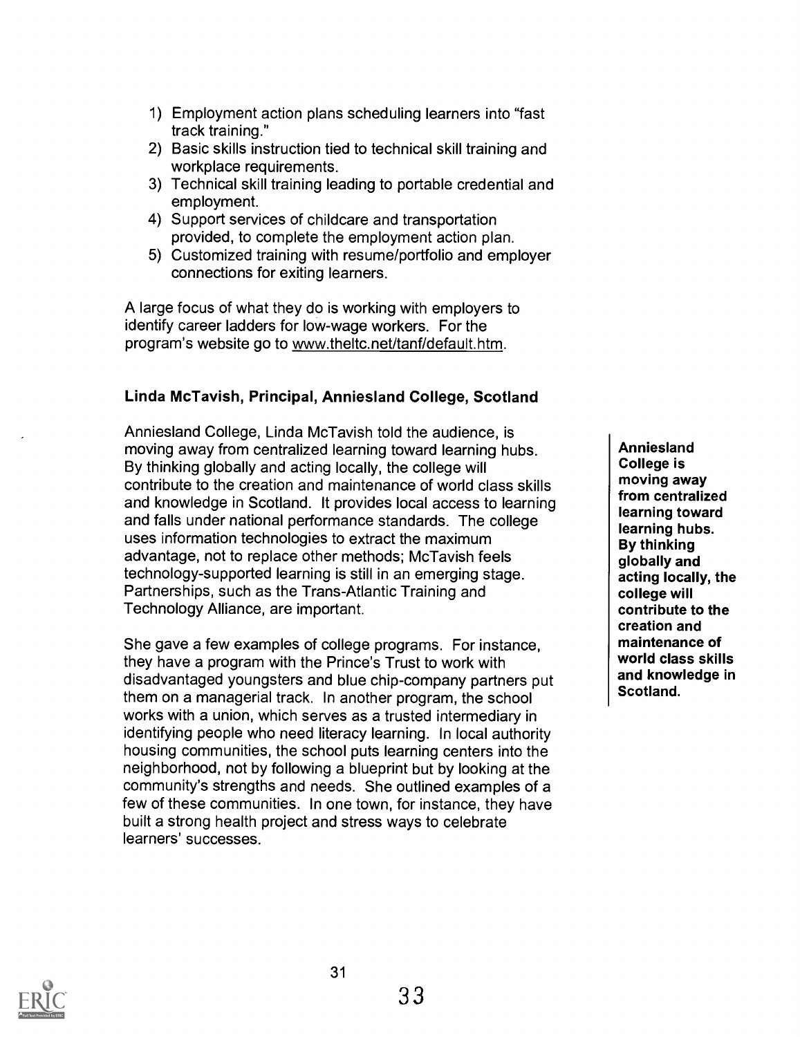1) Employment action plans scheduling learners into "fast track training."
2) Basic skills instruction tied to technical skill training and workplace requirements.
3) Technical skill training leading to portable credential and employment.
4) Support services of childcare and transportation provided, to complete the employment action plan.
5) Customized training with resume/portfolio and employer connections for exiting learners.

A large focus of what they do is working with employers to identify career ladders for low-wage workers. For the program's website go to www.theltc.net/tanf/default.htm.

### Linda McTavish, Principal, Anniesland College, Scotland

Anniesland College, Linda McTavish told the audience, is moving away from centralized learning toward learning hubs. By thinking globally and acting locally, the college will contribute to the creation and maintenance of world class skills and knowledge in Scotland. It provides local access to learning and falls under national performance standards. The college uses information technologies to extract the maximum advantage, not to replace other methods; McTavish feels technology-supported learning is still in an emerging stage. Partnerships, such as the Trans-Atlantic Training and Technology Alliance, are important.

**Anniesland College is moving away from centralized learning toward learning hubs. By thinking globally and acting locally, the college will contribute to the creation and maintenance of world class skills and knowledge in Scotland.**

She gave a few examples of college programs. For instance, they have a program with the Prince's Trust to work with disadvantaged youngsters and blue chip-company partners put them on a managerial track. In another program, the school works with a union, which serves as a trusted intermediary in identifying people who need literacy learning. In local authority housing communities, the school puts learning centers into the neighborhood, not by following a blueprint but by looking at the community's strengths and needs. She outlined examples of a few of these communities. In one town, for instance, they have built a strong health project and stress ways to celebrate learners' successes.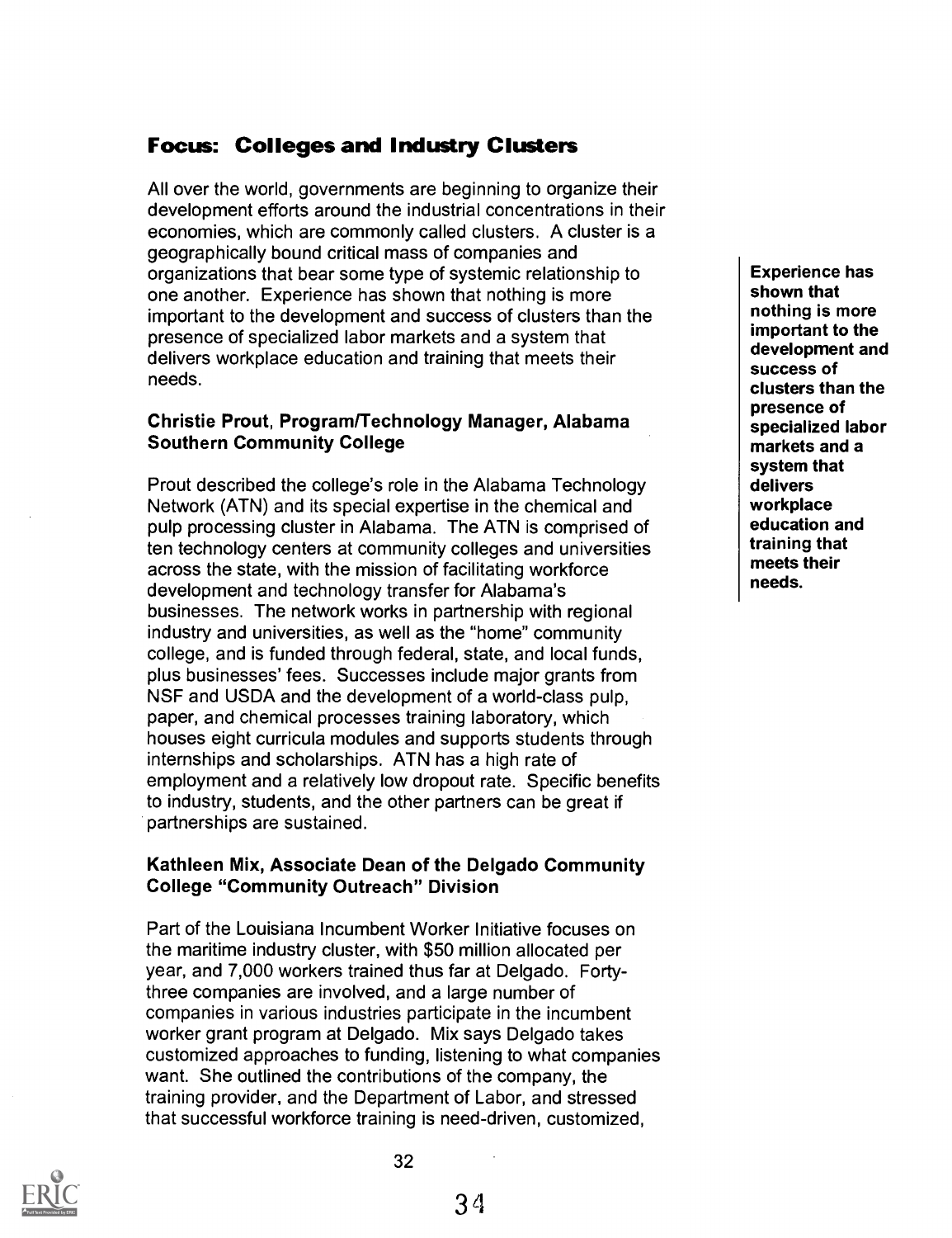## Focus: Colleges and Industry Clusters

All over the world, governments are beginning to organize their development efforts around the industrial concentrations in their economies, which are commonly called clusters. A cluster is a geographically bound critical mass of companies and organizations that bear some type of systemic relationship to one another. Experience has shown that nothing is more important to the development and success of clusters than the presence of specialized labor markets and a system that delivers workplace education and training that meets their needs.

**Experience has shown that nothing is more important to the development and success of clusters than the presence of specialized labor markets and a system that delivers workplace education and training that meets their needs.**

### Christie Prout, Program/Technology Manager, Alabama Southern Community College

Prout described the college's role in the Alabama Technology Network (ATN) and its special expertise in the chemical and pulp processing cluster in Alabama. The ATN is comprised of ten technology centers at community colleges and universities across the state, with the mission of facilitating workforce development and technology transfer for Alabama's businesses. The network works in partnership with regional industry and universities, as well as the "home" community college, and is funded through federal, state, and local funds, plus businesses' fees. Successes include major grants from NSF and USDA and the development of a world-class pulp, paper, and chemical processes training laboratory, which houses eight curricula modules and supports students through internships and scholarships. ATN has a high rate of employment and a relatively low dropout rate. Specific benefits to industry, students, and the other partners can be great if partnerships are sustained.

### Kathleen Mix, Associate Dean of the Delgado Community College "Community Outreach" Division

Part of the Louisiana Incumbent Worker Initiative focuses on the maritime industry cluster, with $50 million allocated per year, and 7,000 workers trained thus far at Delgado. Forty-three companies are involved, and a large number of companies in various industries participate in the incumbent worker grant program at Delgado. Mix says Delgado takes customized approaches to funding, listening to what companies want. She outlined the contributions of the company, the training provider, and the Department of Labor, and stressed that successful workforce training is need-driven, customized,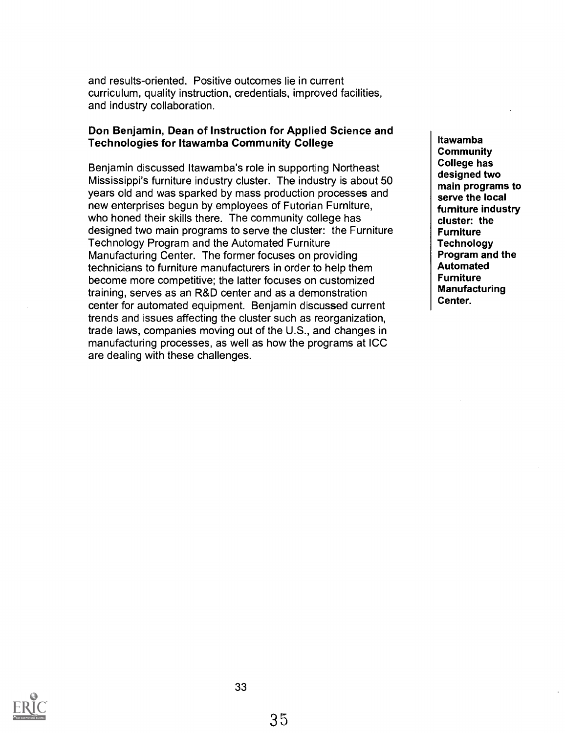and results-oriented. Positive outcomes lie in current curriculum, quality instruction, credentials, improved facilities, and industry collaboration.

**Don Benjamin, Dean of Instruction for Applied Science and Technologies for Itawamba Community College**

Benjamin discussed Itawamba's role in supporting Northeast Mississippi's furniture industry cluster. The industry is about 50 years old and was sparked by mass production processes and new enterprises begun by employees of Futorian Furniture, who honed their skills there. The community college has designed two main programs to serve the cluster: the Furniture Technology Program and the Automated Furniture Manufacturing Center. The former focuses on providing technicians to furniture manufacturers in order to help them become more competitive; the latter focuses on customized training, serves as an R&D center and as a demonstration center for automated equipment. Benjamin discussed current trends and issues affecting the cluster such as reorganization, trade laws, companies moving out of the U.S., and changes in manufacturing processes, as well as how the programs at ICC are dealing with these challenges.

**Itawamba Community College has designed two main programs to serve the local furniture industry cluster: the Furniture Technology Program and the Automated Furniture Manufacturing Center.**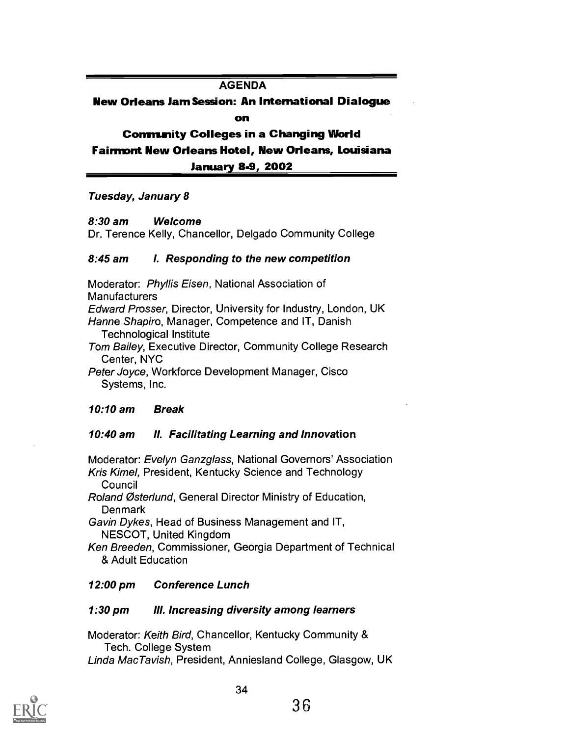## AGENDA

**New Orleans Jam Session: An International Dialogue**

**on**

**Community Colleges in a Changing World**

**Fairmont New Orleans Hotel, New Orleans, Louisiana**

**January 8-9, 2002**

***Tuesday, January 8***

***8:30 am Welcome***

Dr. Terence Kelly, Chancellor, Delgado Community College

***8:45 am I. Responding to the new competition***

Moderator: *Phyllis Eisen*, National Association of Manufacturers

*Edward Prosser*, Director, University for Industry, London, UK

*Hanne Shapiro*, Manager, Competence and IT, Danish Technological Institute

*Tom Bailey*, Executive Director, Community College Research Center, NYC

*Peter Joyce*, Workforce Development Manager, Cisco Systems, Inc.

***10:10 am Break***

***10:40 am II. Facilitating Learning and Innovation***

Moderator: *Evelyn Ganzglass*, National Governors' Association

*Kris Kimel*, President, Kentucky Science and Technology Council

*Roland Østerlund*, General Director Ministry of Education, Denmark

*Gavin Dykes*, Head of Business Management and IT, NESCOT, United Kingdom

*Ken Breeden*, Commissioner, Georgia Department of Technical & Adult Education

***12:00 pm Conference Lunch***

***1:30 pm III. Increasing diversity among learners***

Moderator: *Keith Bird*, Chancellor, Kentucky Community & Tech. College System

*Linda MacTavish*, President, Anniesland College, Glasgow, UK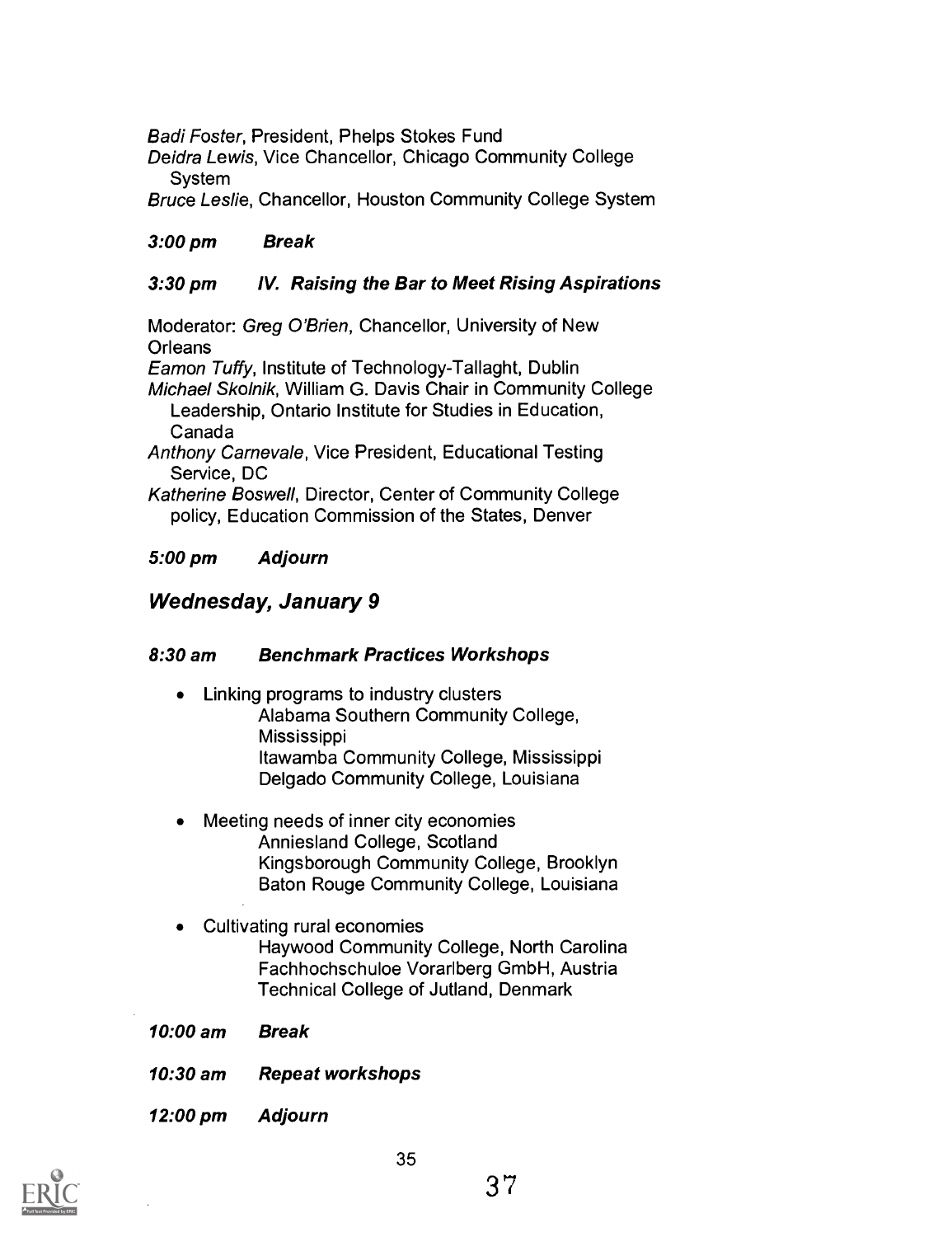*Badi Foster*, President, Phelps Stokes Fund
*Deidra Lewis*, Vice Chancellor, Chicago Community College System
*Bruce Leslie*, Chancellor, Houston Community College System

***3:00 pm Break***

***3:30 pm IV. Raising the Bar to Meet Rising Aspirations***

Moderator: *Greg O'Brien*, Chancellor, University of New Orleans
*Eamon Tuffy*, Institute of Technology-Tallaght, Dublin
*Michael Skolnik*, William G. Davis Chair in Community College Leadership, Ontario Institute for Studies in Education, Canada
*Anthony Carnevale*, Vice President, Educational Testing Service, DC
*Katherine Boswell*, Director, Center of Community College policy, Education Commission of the States, Denver

***5:00 pm Adjourn***

## *Wednesday, January 9*

***8:30 am Benchmark Practices Workshops***

- Linking programs to industry clusters
  Alabama Southern Community College, Mississippi
  Itawamba Community College, Mississippi
  Delgado Community College, Louisiana
- Meeting needs of inner city economies
  Anniesland College, Scotland
  Kingsborough Community College, Brooklyn
  Baton Rouge Community College, Louisiana
- Cultivating rural economies
  Haywood Community College, North Carolina
  Fachhochschuloe Vorarlberg GmbH, Austria
  Technical College of Jutland, Denmark

***10:00 am Break***

***10:30 am Repeat workshops***

***12:00 pm Adjourn***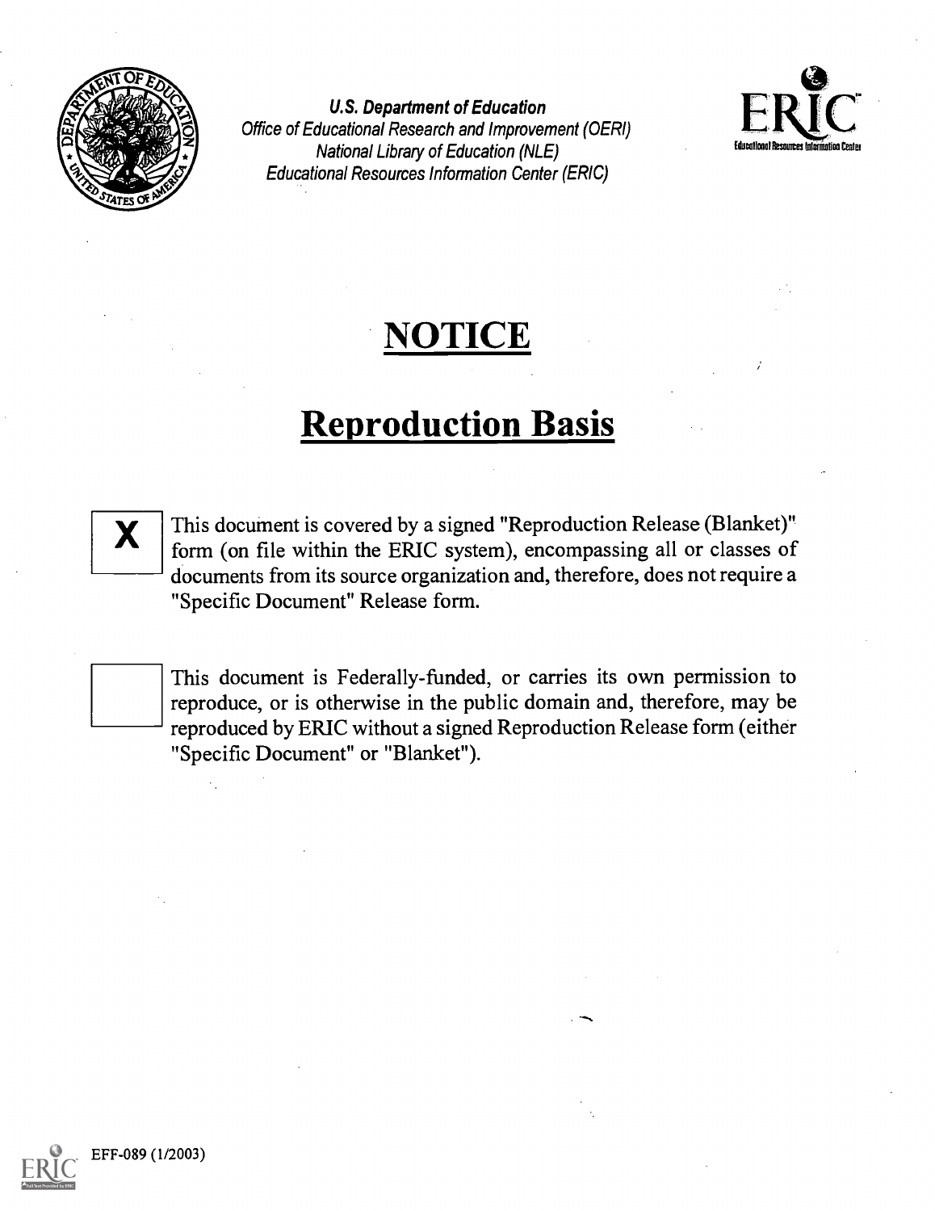U.S. Department of Education
Office of Educational Research and Improvement (OERI)
National Library of Education (NLE)
Educational Resources Information Center (ERIC)

# NOTICE

# Reproduction Basis

- [X] This document is covered by a signed "Reproduction Release (Blanket)" form (on file within the ERIC system), encompassing all or classes of documents from its source organization and, therefore, does not require a "Specific Document" Release form.

- [ ] This document is Federally-funded, or carries its own permission to reproduce, or is otherwise in the public domain and, therefore, may be reproduced by ERIC without a signed Reproduction Release form (either "Specific Document" or "Blanket").

EFF-089 (1/2003)